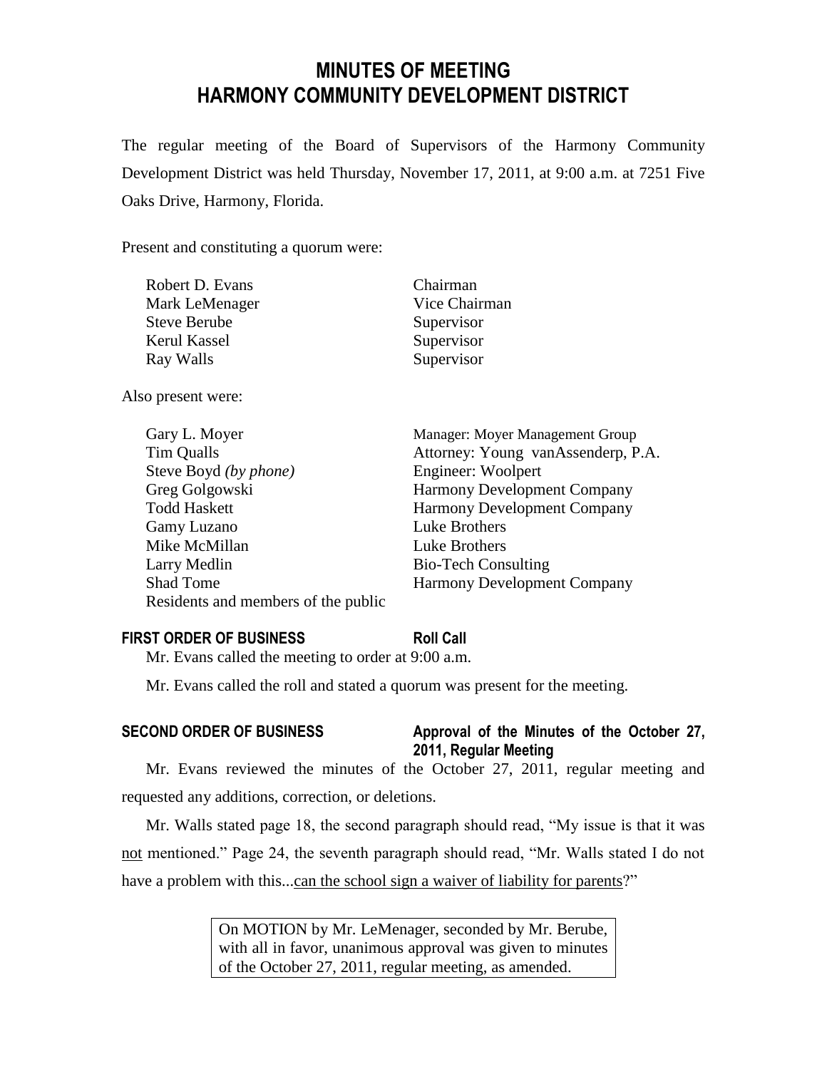# MINUTES OF MEETING
# HARMONY COMMUNITY DEVELOPMENT DISTRICT

The regular meeting of the Board of Supervisors of the Harmony Community Development District was held Thursday, November 17, 2011, at 9:00 a.m. at 7251 Five Oaks Drive, Harmony, Florida.

Present and constituting a quorum were:

| | |
|---|---|
| Robert D. Evans | Chairman |
| Mark LeMenager | Vice Chairman |
| Steve Berube | Supervisor |
| Kerul Kassel | Supervisor |
| Ray Walls | Supervisor |

Also present were:

| | |
|---|---|
| Gary L. Moyer | Manager: Moyer Management Group |
| Tim Qualls | Attorney: Young vanAssenderp, P.A. |
| Steve Boyd *(by phone)* | Engineer: Woolpert |
| Greg Golgowski | Harmony Development Company |
| Todd Haskett | Harmony Development Company |
| Gamy Luzano | Luke Brothers |
| Mike McMillan | Luke Brothers |
| Larry Medlin | Bio-Tech Consulting |
| Shad Tome | Harmony Development Company |
| Residents and members of the public | |

**FIRST ORDER OF BUSINESS** **Roll Call**

Mr. Evans called the meeting to order at 9:00 a.m.

Mr. Evans called the roll and stated a quorum was present for the meeting.

**SECOND ORDER OF BUSINESS** **Approval of the Minutes of the October 27, 2011, Regular Meeting**

Mr. Evans reviewed the minutes of the October 27, 2011, regular meeting and requested any additions, correction, or deletions.

Mr. Walls stated page 18, the second paragraph should read, "My issue is that it was not mentioned." Page 24, the seventh paragraph should read, "Mr. Walls stated I do not have a problem with this...can the school sign a waiver of liability for parents?"

> On MOTION by Mr. LeMenager, seconded by Mr. Berube, with all in favor, unanimous approval was given to minutes of the October 27, 2011, regular meeting, as amended.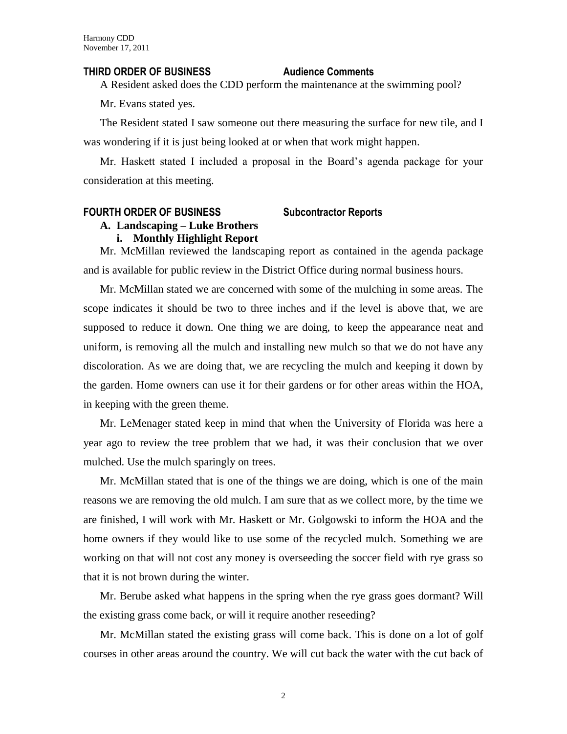**THIRD ORDER OF BUSINESS Audience Comments**

A Resident asked does the CDD perform the maintenance at the swimming pool?

Mr. Evans stated yes.

The Resident stated I saw someone out there measuring the surface for new tile, and I was wondering if it is just being looked at or when that work might happen.

Mr. Haskett stated I included a proposal in the Board's agenda package for your consideration at this meeting.

**FOURTH ORDER OF BUSINESS Subcontractor Reports**

**A. Landscaping – Luke Brothers**

**i. Monthly Highlight Report**

Mr. McMillan reviewed the landscaping report as contained in the agenda package and is available for public review in the District Office during normal business hours.

Mr. McMillan stated we are concerned with some of the mulching in some areas. The scope indicates it should be two to three inches and if the level is above that, we are supposed to reduce it down. One thing we are doing, to keep the appearance neat and uniform, is removing all the mulch and installing new mulch so that we do not have any discoloration. As we are doing that, we are recycling the mulch and keeping it down by the garden. Home owners can use it for their gardens or for other areas within the HOA, in keeping with the green theme.

Mr. LeMenager stated keep in mind that when the University of Florida was here a year ago to review the tree problem that we had, it was their conclusion that we over mulched. Use the mulch sparingly on trees.

Mr. McMillan stated that is one of the things we are doing, which is one of the main reasons we are removing the old mulch. I am sure that as we collect more, by the time we are finished, I will work with Mr. Haskett or Mr. Golgowski to inform the HOA and the home owners if they would like to use some of the recycled mulch. Something we are working on that will not cost any money is overseeding the soccer field with rye grass so that it is not brown during the winter.

Mr. Berube asked what happens in the spring when the rye grass goes dormant? Will the existing grass come back, or will it require another reseeding?

Mr. McMillan stated the existing grass will come back. This is done on a lot of golf courses in other areas around the country. We will cut back the water with the cut back of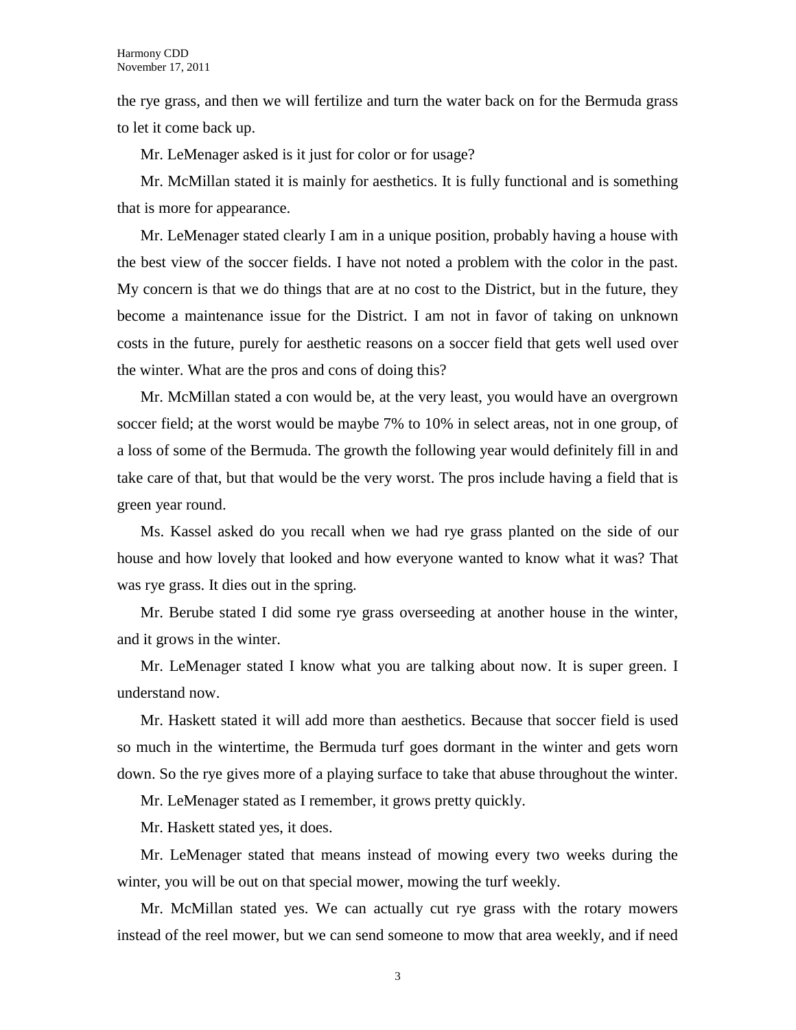the rye grass, and then we will fertilize and turn the water back on for the Bermuda grass to let it come back up.

Mr. LeMenager asked is it just for color or for usage?

Mr. McMillan stated it is mainly for aesthetics. It is fully functional and is something that is more for appearance.

Mr. LeMenager stated clearly I am in a unique position, probably having a house with the best view of the soccer fields. I have not noted a problem with the color in the past. My concern is that we do things that are at no cost to the District, but in the future, they become a maintenance issue for the District. I am not in favor of taking on unknown costs in the future, purely for aesthetic reasons on a soccer field that gets well used over the winter. What are the pros and cons of doing this?

Mr. McMillan stated a con would be, at the very least, you would have an overgrown soccer field; at the worst would be maybe 7% to 10% in select areas, not in one group, of a loss of some of the Bermuda. The growth the following year would definitely fill in and take care of that, but that would be the very worst. The pros include having a field that is green year round.

Ms. Kassel asked do you recall when we had rye grass planted on the side of our house and how lovely that looked and how everyone wanted to know what it was? That was rye grass. It dies out in the spring.

Mr. Berube stated I did some rye grass overseeding at another house in the winter, and it grows in the winter.

Mr. LeMenager stated I know what you are talking about now. It is super green. I understand now.

Mr. Haskett stated it will add more than aesthetics. Because that soccer field is used so much in the wintertime, the Bermuda turf goes dormant in the winter and gets worn down. So the rye gives more of a playing surface to take that abuse throughout the winter.

Mr. LeMenager stated as I remember, it grows pretty quickly.

Mr. Haskett stated yes, it does.

Mr. LeMenager stated that means instead of mowing every two weeks during the winter, you will be out on that special mower, mowing the turf weekly.

Mr. McMillan stated yes. We can actually cut rye grass with the rotary mowers instead of the reel mower, but we can send someone to mow that area weekly, and if need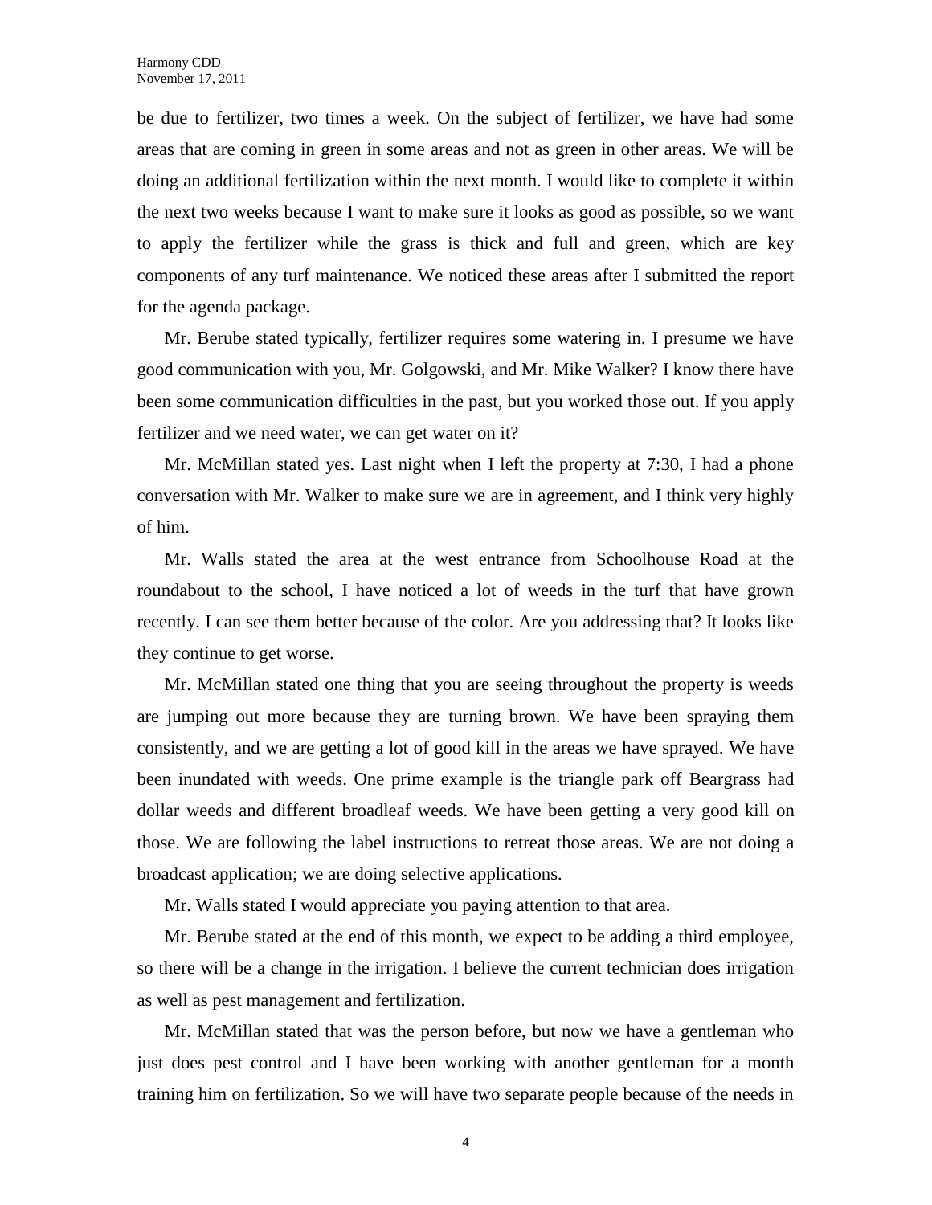be due to fertilizer, two times a week. On the subject of fertilizer, we have had some areas that are coming in green in some areas and not as green in other areas. We will be doing an additional fertilization within the next month. I would like to complete it within the next two weeks because I want to make sure it looks as good as possible, so we want to apply the fertilizer while the grass is thick and full and green, which are key components of any turf maintenance. We noticed these areas after I submitted the report for the agenda package.

Mr. Berube stated typically, fertilizer requires some watering in. I presume we have good communication with you, Mr. Golgowski, and Mr. Mike Walker? I know there have been some communication difficulties in the past, but you worked those out. If you apply fertilizer and we need water, we can get water on it?

Mr. McMillan stated yes. Last night when I left the property at 7:30, I had a phone conversation with Mr. Walker to make sure we are in agreement, and I think very highly of him.

Mr. Walls stated the area at the west entrance from Schoolhouse Road at the roundabout to the school, I have noticed a lot of weeds in the turf that have grown recently. I can see them better because of the color. Are you addressing that? It looks like they continue to get worse.

Mr. McMillan stated one thing that you are seeing throughout the property is weeds are jumping out more because they are turning brown. We have been spraying them consistently, and we are getting a lot of good kill in the areas we have sprayed. We have been inundated with weeds. One prime example is the triangle park off Beargrass had dollar weeds and different broadleaf weeds. We have been getting a very good kill on those. We are following the label instructions to retreat those areas. We are not doing a broadcast application; we are doing selective applications.

Mr. Walls stated I would appreciate you paying attention to that area.

Mr. Berube stated at the end of this month, we expect to be adding a third employee, so there will be a change in the irrigation. I believe the current technician does irrigation as well as pest management and fertilization.

Mr. McMillan stated that was the person before, but now we have a gentleman who just does pest control and I have been working with another gentleman for a month training him on fertilization. So we will have two separate people because of the needs in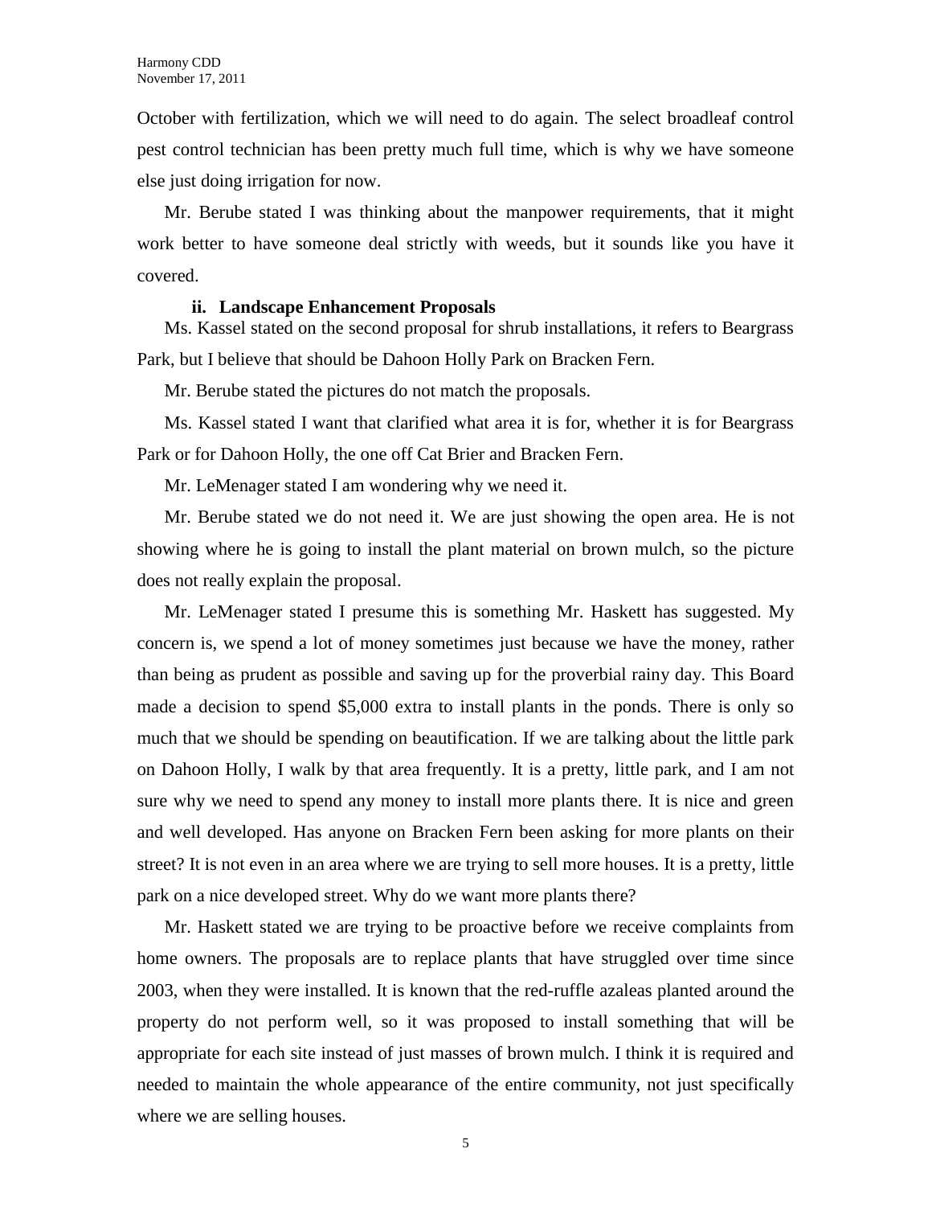October with fertilization, which we will need to do again. The select broadleaf control pest control technician has been pretty much full time, which is why we have someone else just doing irrigation for now.

Mr. Berube stated I was thinking about the manpower requirements, that it might work better to have someone deal strictly with weeds, but it sounds like you have it covered.

**ii. Landscape Enhancement Proposals**

Ms. Kassel stated on the second proposal for shrub installations, it refers to Beargrass Park, but I believe that should be Dahoon Holly Park on Bracken Fern.

Mr. Berube stated the pictures do not match the proposals.

Ms. Kassel stated I want that clarified what area it is for, whether it is for Beargrass Park or for Dahoon Holly, the one off Cat Brier and Bracken Fern.

Mr. LeMenager stated I am wondering why we need it.

Mr. Berube stated we do not need it. We are just showing the open area. He is not showing where he is going to install the plant material on brown mulch, so the picture does not really explain the proposal.

Mr. LeMenager stated I presume this is something Mr. Haskett has suggested. My concern is, we spend a lot of money sometimes just because we have the money, rather than being as prudent as possible and saving up for the proverbial rainy day. This Board made a decision to spend $5,000 extra to install plants in the ponds. There is only so much that we should be spending on beautification. If we are talking about the little park on Dahoon Holly, I walk by that area frequently. It is a pretty, little park, and I am not sure why we need to spend any money to install more plants there. It is nice and green and well developed. Has anyone on Bracken Fern been asking for more plants on their street? It is not even in an area where we are trying to sell more houses. It is a pretty, little park on a nice developed street. Why do we want more plants there?

Mr. Haskett stated we are trying to be proactive before we receive complaints from home owners. The proposals are to replace plants that have struggled over time since 2003, when they were installed. It is known that the red-ruffle azaleas planted around the property do not perform well, so it was proposed to install something that will be appropriate for each site instead of just masses of brown mulch. I think it is required and needed to maintain the whole appearance of the entire community, not just specifically where we are selling houses.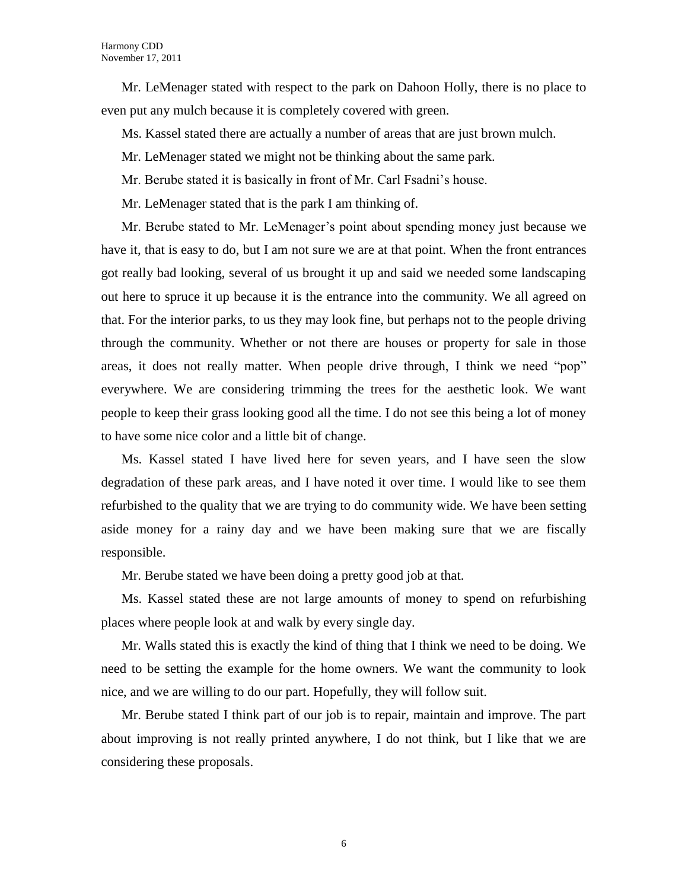Mr. LeMenager stated with respect to the park on Dahoon Holly, there is no place to even put any mulch because it is completely covered with green.

Ms. Kassel stated there are actually a number of areas that are just brown mulch.

Mr. LeMenager stated we might not be thinking about the same park.

Mr. Berube stated it is basically in front of Mr. Carl Fsadni's house.

Mr. LeMenager stated that is the park I am thinking of.

Mr. Berube stated to Mr. LeMenager's point about spending money just because we have it, that is easy to do, but I am not sure we are at that point. When the front entrances got really bad looking, several of us brought it up and said we needed some landscaping out here to spruce it up because it is the entrance into the community. We all agreed on that. For the interior parks, to us they may look fine, but perhaps not to the people driving through the community. Whether or not there are houses or property for sale in those areas, it does not really matter. When people drive through, I think we need "pop" everywhere. We are considering trimming the trees for the aesthetic look. We want people to keep their grass looking good all the time. I do not see this being a lot of money to have some nice color and a little bit of change.

Ms. Kassel stated I have lived here for seven years, and I have seen the slow degradation of these park areas, and I have noted it over time. I would like to see them refurbished to the quality that we are trying to do community wide. We have been setting aside money for a rainy day and we have been making sure that we are fiscally responsible.

Mr. Berube stated we have been doing a pretty good job at that.

Ms. Kassel stated these are not large amounts of money to spend on refurbishing places where people look at and walk by every single day.

Mr. Walls stated this is exactly the kind of thing that I think we need to be doing. We need to be setting the example for the home owners. We want the community to look nice, and we are willing to do our part. Hopefully, they will follow suit.

Mr. Berube stated I think part of our job is to repair, maintain and improve. The part about improving is not really printed anywhere, I do not think, but I like that we are considering these proposals.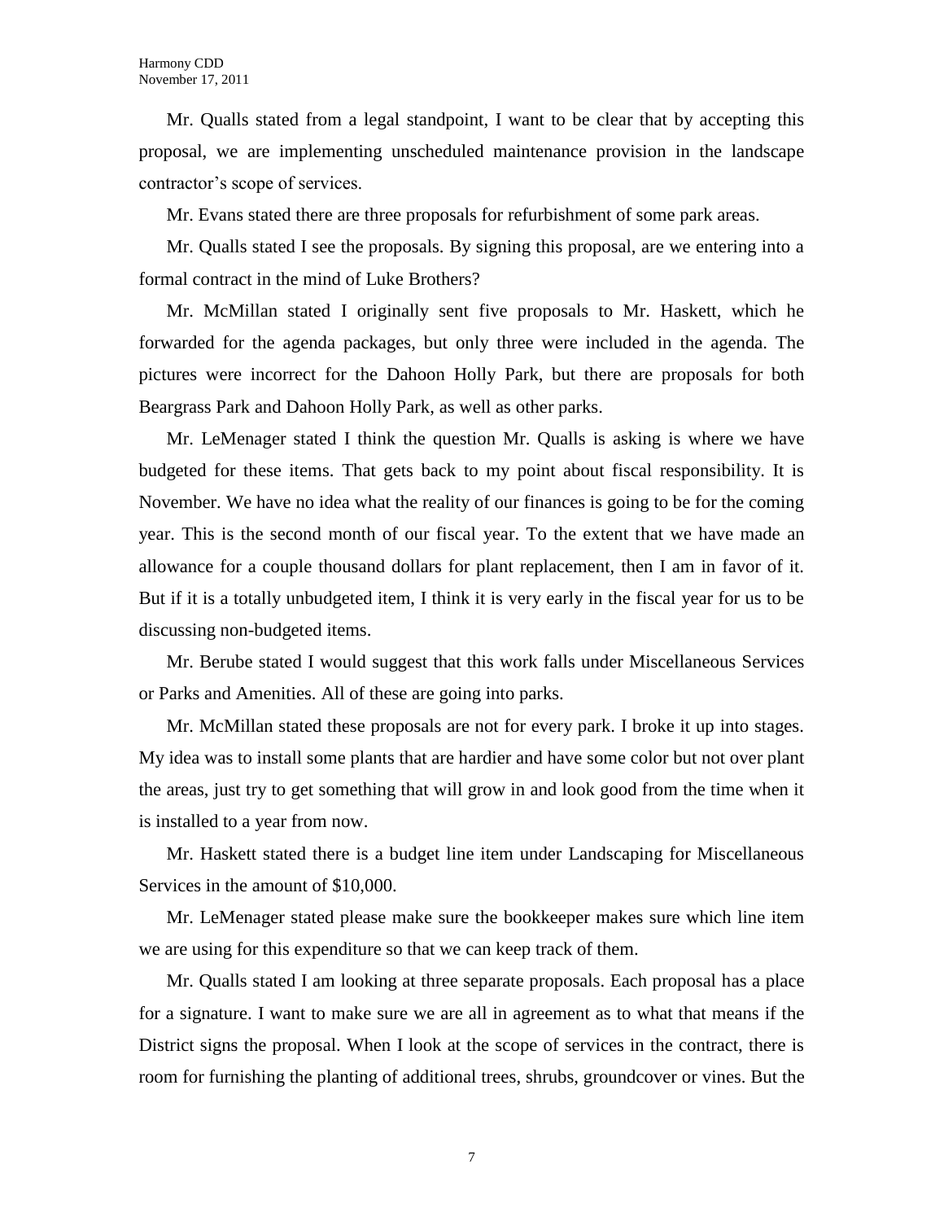Mr. Qualls stated from a legal standpoint, I want to be clear that by accepting this proposal, we are implementing unscheduled maintenance provision in the landscape contractor's scope of services.

Mr. Evans stated there are three proposals for refurbishment of some park areas.

Mr. Qualls stated I see the proposals. By signing this proposal, are we entering into a formal contract in the mind of Luke Brothers?

Mr. McMillan stated I originally sent five proposals to Mr. Haskett, which he forwarded for the agenda packages, but only three were included in the agenda. The pictures were incorrect for the Dahoon Holly Park, but there are proposals for both Beargrass Park and Dahoon Holly Park, as well as other parks.

Mr. LeMenager stated I think the question Mr. Qualls is asking is where we have budgeted for these items. That gets back to my point about fiscal responsibility. It is November. We have no idea what the reality of our finances is going to be for the coming year. This is the second month of our fiscal year. To the extent that we have made an allowance for a couple thousand dollars for plant replacement, then I am in favor of it. But if it is a totally unbudgeted item, I think it is very early in the fiscal year for us to be discussing non-budgeted items.

Mr. Berube stated I would suggest that this work falls under Miscellaneous Services or Parks and Amenities. All of these are going into parks.

Mr. McMillan stated these proposals are not for every park. I broke it up into stages. My idea was to install some plants that are hardier and have some color but not over plant the areas, just try to get something that will grow in and look good from the time when it is installed to a year from now.

Mr. Haskett stated there is a budget line item under Landscaping for Miscellaneous Services in the amount of $10,000.

Mr. LeMenager stated please make sure the bookkeeper makes sure which line item we are using for this expenditure so that we can keep track of them.

Mr. Qualls stated I am looking at three separate proposals. Each proposal has a place for a signature. I want to make sure we are all in agreement as to what that means if the District signs the proposal. When I look at the scope of services in the contract, there is room for furnishing the planting of additional trees, shrubs, groundcover or vines. But the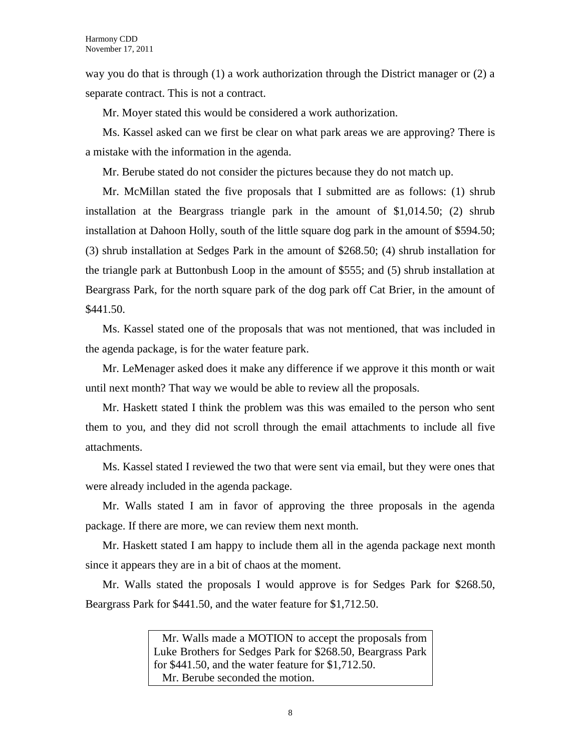way you do that is through (1) a work authorization through the District manager or (2) a separate contract. This is not a contract.

Mr. Moyer stated this would be considered a work authorization.

Ms. Kassel asked can we first be clear on what park areas we are approving? There is a mistake with the information in the agenda.

Mr. Berube stated do not consider the pictures because they do not match up.

Mr. McMillan stated the five proposals that I submitted are as follows: (1) shrub installation at the Beargrass triangle park in the amount of $1,014.50; (2) shrub installation at Dahoon Holly, south of the little square dog park in the amount of $594.50; (3) shrub installation at Sedges Park in the amount of $268.50; (4) shrub installation for the triangle park at Buttonbush Loop in the amount of $555; and (5) shrub installation at Beargrass Park, for the north square park of the dog park off Cat Brier, in the amount of $441.50.

Ms. Kassel stated one of the proposals that was not mentioned, that was included in the agenda package, is for the water feature park.

Mr. LeMenager asked does it make any difference if we approve it this month or wait until next month? That way we would be able to review all the proposals.

Mr. Haskett stated I think the problem was this was emailed to the person who sent them to you, and they did not scroll through the email attachments to include all five attachments.

Ms. Kassel stated I reviewed the two that were sent via email, but they were ones that were already included in the agenda package.

Mr. Walls stated I am in favor of approving the three proposals in the agenda package. If there are more, we can review them next month.

Mr. Haskett stated I am happy to include them all in the agenda package next month since it appears they are in a bit of chaos at the moment.

Mr. Walls stated the proposals I would approve is for Sedges Park for $268.50, Beargrass Park for $441.50, and the water feature for $1,712.50.

> Mr. Walls made a MOTION to accept the proposals from Luke Brothers for Sedges Park for $268.50, Beargrass Park for $441.50, and the water feature for $1,712.50.
> Mr. Berube seconded the motion.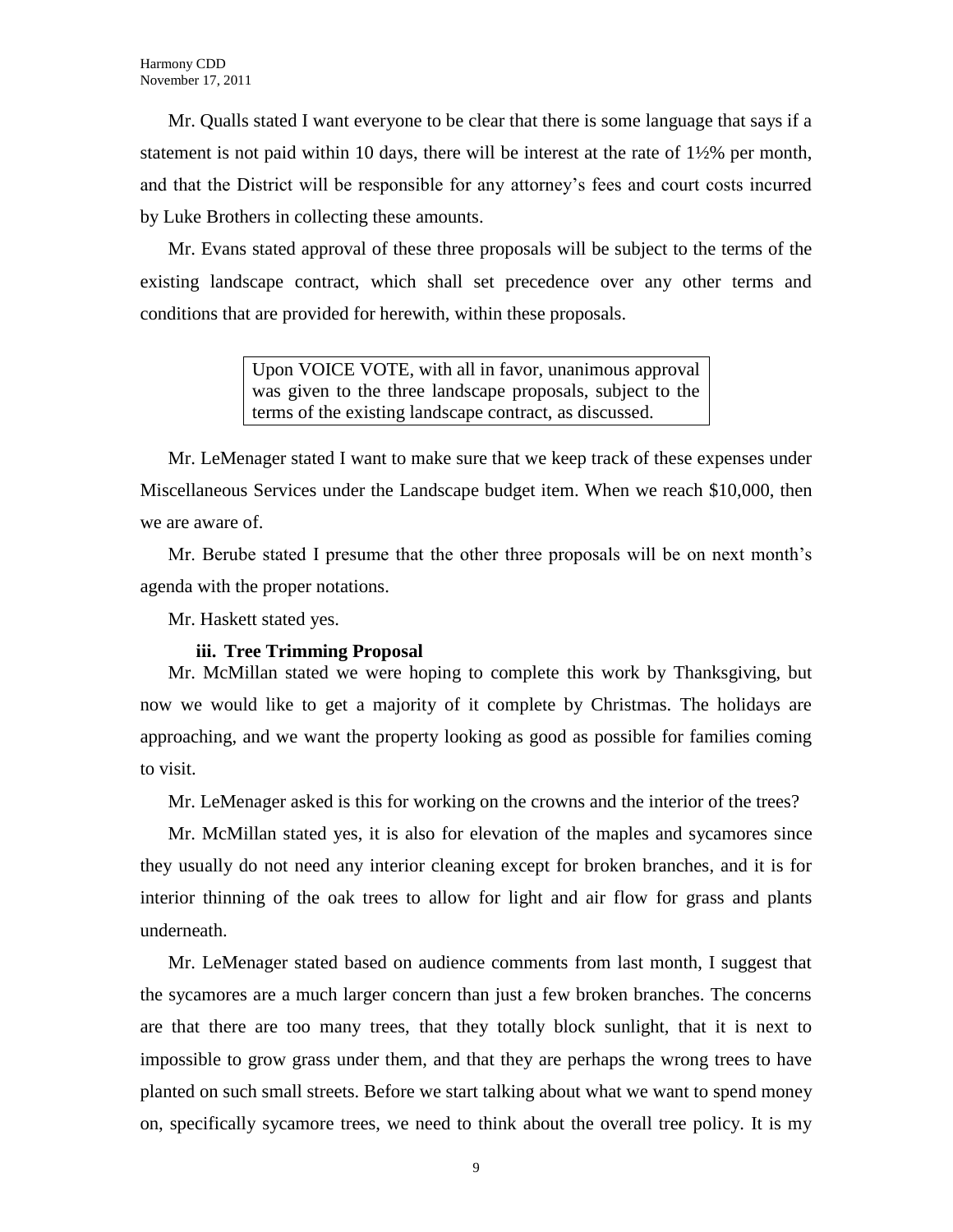Mr. Qualls stated I want everyone to be clear that there is some language that says if a statement is not paid within 10 days, there will be interest at the rate of 1½% per month, and that the District will be responsible for any attorney's fees and court costs incurred by Luke Brothers in collecting these amounts.

Mr. Evans stated approval of these three proposals will be subject to the terms of the existing landscape contract, which shall set precedence over any other terms and conditions that are provided for herewith, within these proposals.

> Upon VOICE VOTE, with all in favor, unanimous approval was given to the three landscape proposals, subject to the terms of the existing landscape contract, as discussed.

Mr. LeMenager stated I want to make sure that we keep track of these expenses under Miscellaneous Services under the Landscape budget item. When we reach $10,000, then we are aware of.

Mr. Berube stated I presume that the other three proposals will be on next month's agenda with the proper notations.

Mr. Haskett stated yes.

**iii. Tree Trimming Proposal**

Mr. McMillan stated we were hoping to complete this work by Thanksgiving, but now we would like to get a majority of it complete by Christmas. The holidays are approaching, and we want the property looking as good as possible for families coming to visit.

Mr. LeMenager asked is this for working on the crowns and the interior of the trees?

Mr. McMillan stated yes, it is also for elevation of the maples and sycamores since they usually do not need any interior cleaning except for broken branches, and it is for interior thinning of the oak trees to allow for light and air flow for grass and plants underneath.

Mr. LeMenager stated based on audience comments from last month, I suggest that the sycamores are a much larger concern than just a few broken branches. The concerns are that there are too many trees, that they totally block sunlight, that it is next to impossible to grow grass under them, and that they are perhaps the wrong trees to have planted on such small streets. Before we start talking about what we want to spend money on, specifically sycamore trees, we need to think about the overall tree policy. It is my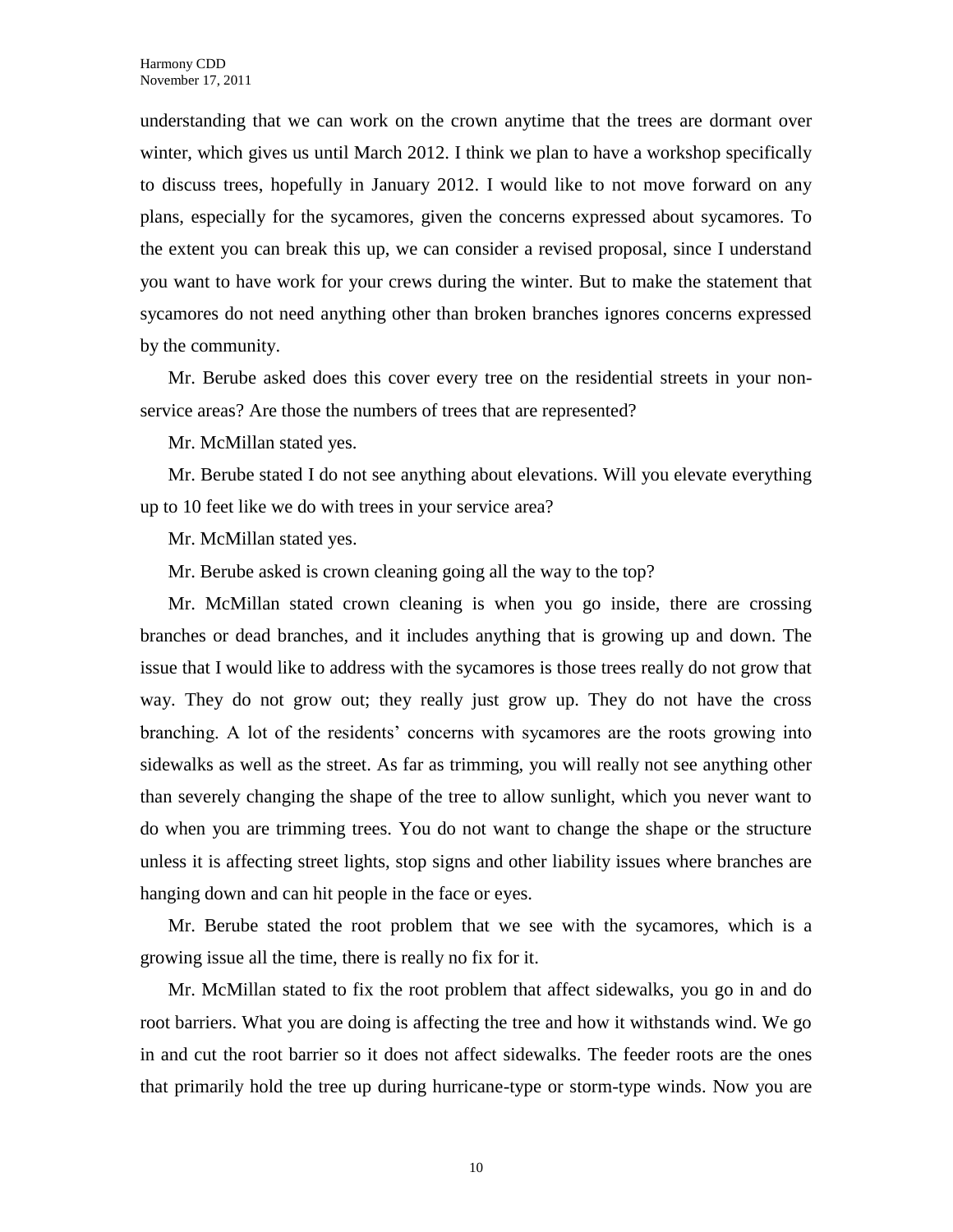understanding that we can work on the crown anytime that the trees are dormant over winter, which gives us until March 2012. I think we plan to have a workshop specifically to discuss trees, hopefully in January 2012. I would like to not move forward on any plans, especially for the sycamores, given the concerns expressed about sycamores. To the extent you can break this up, we can consider a revised proposal, since I understand you want to have work for your crews during the winter. But to make the statement that sycamores do not need anything other than broken branches ignores concerns expressed by the community.

Mr. Berube asked does this cover every tree on the residential streets in your non-service areas? Are those the numbers of trees that are represented?

Mr. McMillan stated yes.

Mr. Berube stated I do not see anything about elevations. Will you elevate everything up to 10 feet like we do with trees in your service area?

Mr. McMillan stated yes.

Mr. Berube asked is crown cleaning going all the way to the top?

Mr. McMillan stated crown cleaning is when you go inside, there are crossing branches or dead branches, and it includes anything that is growing up and down. The issue that I would like to address with the sycamores is those trees really do not grow that way. They do not grow out; they really just grow up. They do not have the cross branching. A lot of the residents' concerns with sycamores are the roots growing into sidewalks as well as the street. As far as trimming, you will really not see anything other than severely changing the shape of the tree to allow sunlight, which you never want to do when you are trimming trees. You do not want to change the shape or the structure unless it is affecting street lights, stop signs and other liability issues where branches are hanging down and can hit people in the face or eyes.

Mr. Berube stated the root problem that we see with the sycamores, which is a growing issue all the time, there is really no fix for it.

Mr. McMillan stated to fix the root problem that affect sidewalks, you go in and do root barriers. What you are doing is affecting the tree and how it withstands wind. We go in and cut the root barrier so it does not affect sidewalks. The feeder roots are the ones that primarily hold the tree up during hurricane-type or storm-type winds. Now you are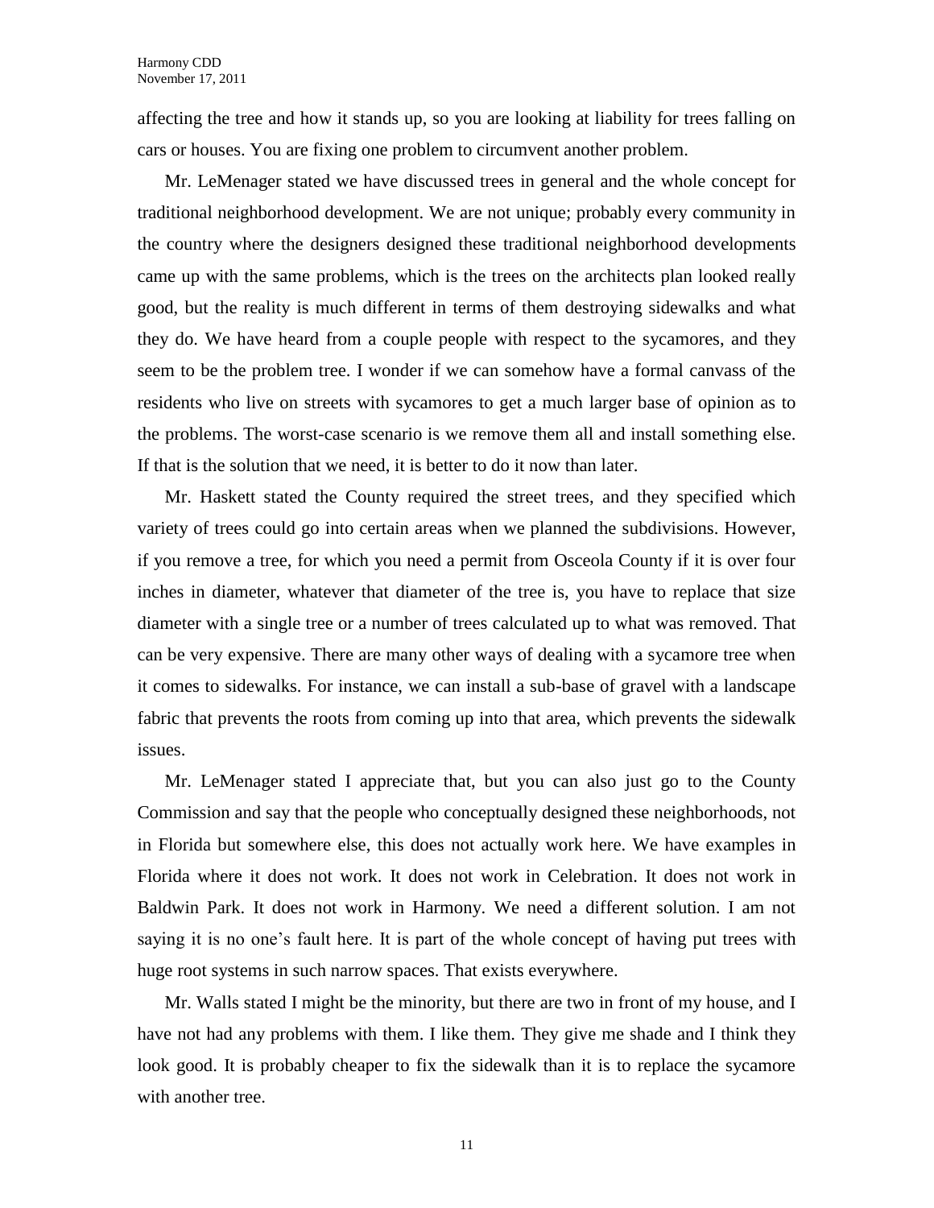affecting the tree and how it stands up, so you are looking at liability for trees falling on cars or houses. You are fixing one problem to circumvent another problem.

Mr. LeMenager stated we have discussed trees in general and the whole concept for traditional neighborhood development. We are not unique; probably every community in the country where the designers designed these traditional neighborhood developments came up with the same problems, which is the trees on the architects plan looked really good, but the reality is much different in terms of them destroying sidewalks and what they do. We have heard from a couple people with respect to the sycamores, and they seem to be the problem tree. I wonder if we can somehow have a formal canvass of the residents who live on streets with sycamores to get a much larger base of opinion as to the problems. The worst-case scenario is we remove them all and install something else. If that is the solution that we need, it is better to do it now than later.

Mr. Haskett stated the County required the street trees, and they specified which variety of trees could go into certain areas when we planned the subdivisions. However, if you remove a tree, for which you need a permit from Osceola County if it is over four inches in diameter, whatever that diameter of the tree is, you have to replace that size diameter with a single tree or a number of trees calculated up to what was removed. That can be very expensive. There are many other ways of dealing with a sycamore tree when it comes to sidewalks. For instance, we can install a sub-base of gravel with a landscape fabric that prevents the roots from coming up into that area, which prevents the sidewalk issues.

Mr. LeMenager stated I appreciate that, but you can also just go to the County Commission and say that the people who conceptually designed these neighborhoods, not in Florida but somewhere else, this does not actually work here. We have examples in Florida where it does not work. It does not work in Celebration. It does not work in Baldwin Park. It does not work in Harmony. We need a different solution. I am not saying it is no one's fault here. It is part of the whole concept of having put trees with huge root systems in such narrow spaces. That exists everywhere.

Mr. Walls stated I might be the minority, but there are two in front of my house, and I have not had any problems with them. I like them. They give me shade and I think they look good. It is probably cheaper to fix the sidewalk than it is to replace the sycamore with another tree.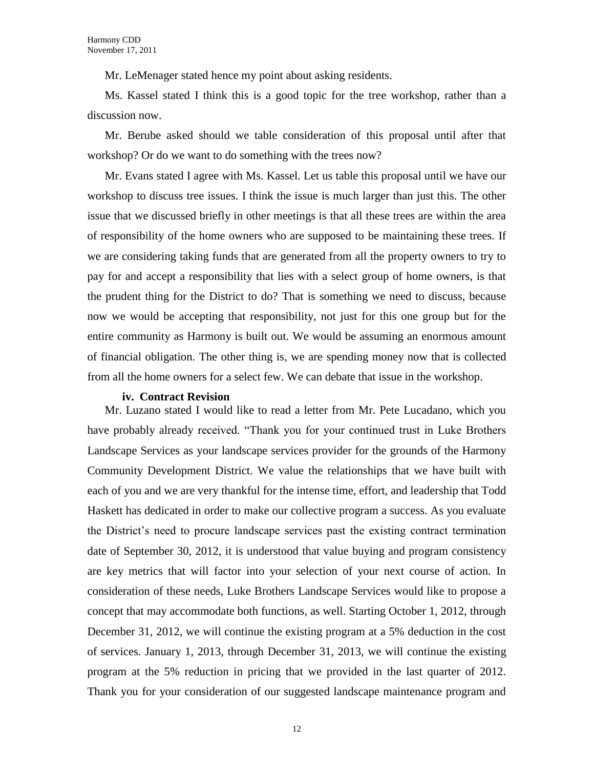Mr. LeMenager stated hence my point about asking residents.

Ms. Kassel stated I think this is a good topic for the tree workshop, rather than a discussion now.

Mr. Berube asked should we table consideration of this proposal until after that workshop? Or do we want to do something with the trees now?

Mr. Evans stated I agree with Ms. Kassel. Let us table this proposal until we have our workshop to discuss tree issues. I think the issue is much larger than just this. The other issue that we discussed briefly in other meetings is that all these trees are within the area of responsibility of the home owners who are supposed to be maintaining these trees. If we are considering taking funds that are generated from all the property owners to try to pay for and accept a responsibility that lies with a select group of home owners, is that the prudent thing for the District to do? That is something we need to discuss, because now we would be accepting that responsibility, not just for this one group but for the entire community as Harmony is built out. We would be assuming an enormous amount of financial obligation. The other thing is, we are spending money now that is collected from all the home owners for a select few. We can debate that issue in the workshop.

**iv. Contract Revision**

Mr. Luzano stated I would like to read a letter from Mr. Pete Lucadano, which you have probably already received. "Thank you for your continued trust in Luke Brothers Landscape Services as your landscape services provider for the grounds of the Harmony Community Development District. We value the relationships that we have built with each of you and we are very thankful for the intense time, effort, and leadership that Todd Haskett has dedicated in order to make our collective program a success. As you evaluate the District's need to procure landscape services past the existing contract termination date of September 30, 2012, it is understood that value buying and program consistency are key metrics that will factor into your selection of your next course of action. In consideration of these needs, Luke Brothers Landscape Services would like to propose a concept that may accommodate both functions, as well. Starting October 1, 2012, through December 31, 2012, we will continue the existing program at a 5% deduction in the cost of services. January 1, 2013, through December 31, 2013, we will continue the existing program at the 5% reduction in pricing that we provided in the last quarter of 2012. Thank you for your consideration of our suggested landscape maintenance program and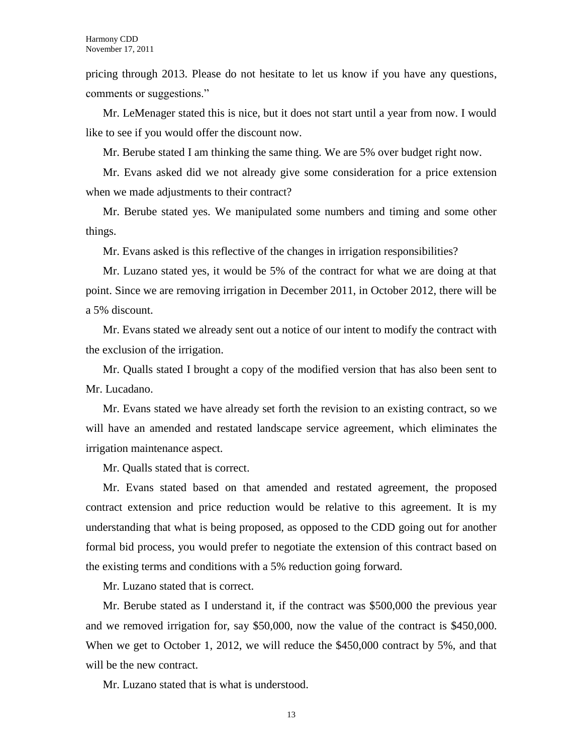pricing through 2013. Please do not hesitate to let us know if you have any questions, comments or suggestions."

Mr. LeMenager stated this is nice, but it does not start until a year from now. I would like to see if you would offer the discount now.

Mr. Berube stated I am thinking the same thing. We are 5% over budget right now.

Mr. Evans asked did we not already give some consideration for a price extension when we made adjustments to their contract?

Mr. Berube stated yes. We manipulated some numbers and timing and some other things.

Mr. Evans asked is this reflective of the changes in irrigation responsibilities?

Mr. Luzano stated yes, it would be 5% of the contract for what we are doing at that point. Since we are removing irrigation in December 2011, in October 2012, there will be a 5% discount.

Mr. Evans stated we already sent out a notice of our intent to modify the contract with the exclusion of the irrigation.

Mr. Qualls stated I brought a copy of the modified version that has also been sent to Mr. Lucadano.

Mr. Evans stated we have already set forth the revision to an existing contract, so we will have an amended and restated landscape service agreement, which eliminates the irrigation maintenance aspect.

Mr. Qualls stated that is correct.

Mr. Evans stated based on that amended and restated agreement, the proposed contract extension and price reduction would be relative to this agreement. It is my understanding that what is being proposed, as opposed to the CDD going out for another formal bid process, you would prefer to negotiate the extension of this contract based on the existing terms and conditions with a 5% reduction going forward.

Mr. Luzano stated that is correct.

Mr. Berube stated as I understand it, if the contract was $500,000 the previous year and we removed irrigation for, say $50,000, now the value of the contract is $450,000. When we get to October 1, 2012, we will reduce the $450,000 contract by 5%, and that will be the new contract.

Mr. Luzano stated that is what is understood.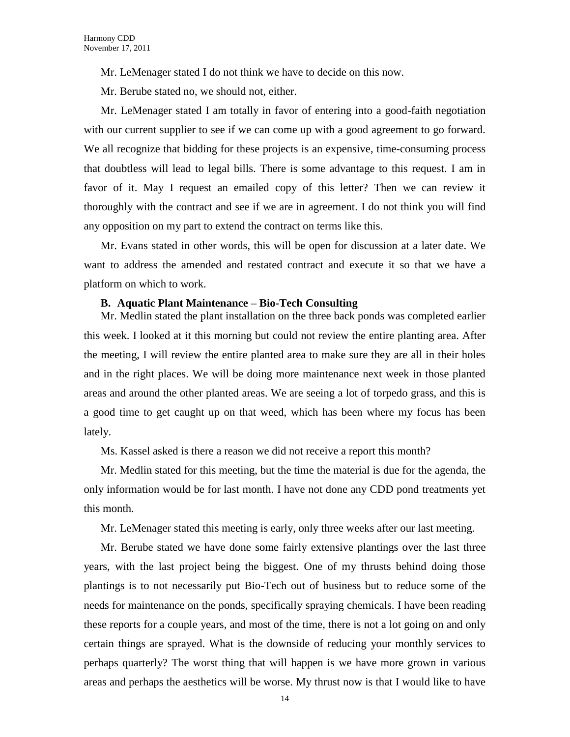Mr. LeMenager stated I do not think we have to decide on this now.

Mr. Berube stated no, we should not, either.

Mr. LeMenager stated I am totally in favor of entering into a good-faith negotiation with our current supplier to see if we can come up with a good agreement to go forward. We all recognize that bidding for these projects is an expensive, time-consuming process that doubtless will lead to legal bills. There is some advantage to this request. I am in favor of it. May I request an emailed copy of this letter? Then we can review it thoroughly with the contract and see if we are in agreement. I do not think you will find any opposition on my part to extend the contract on terms like this.

Mr. Evans stated in other words, this will be open for discussion at a later date. We want to address the amended and restated contract and execute it so that we have a platform on which to work.

**B. Aquatic Plant Maintenance – Bio-Tech Consulting**

Mr. Medlin stated the plant installation on the three back ponds was completed earlier this week. I looked at it this morning but could not review the entire planting area. After the meeting, I will review the entire planted area to make sure they are all in their holes and in the right places. We will be doing more maintenance next week in those planted areas and around the other planted areas. We are seeing a lot of torpedo grass, and this is a good time to get caught up on that weed, which has been where my focus has been lately.

Ms. Kassel asked is there a reason we did not receive a report this month?

Mr. Medlin stated for this meeting, but the time the material is due for the agenda, the only information would be for last month. I have not done any CDD pond treatments yet this month.

Mr. LeMenager stated this meeting is early, only three weeks after our last meeting.

Mr. Berube stated we have done some fairly extensive plantings over the last three years, with the last project being the biggest. One of my thrusts behind doing those plantings is to not necessarily put Bio-Tech out of business but to reduce some of the needs for maintenance on the ponds, specifically spraying chemicals. I have been reading these reports for a couple years, and most of the time, there is not a lot going on and only certain things are sprayed. What is the downside of reducing your monthly services to perhaps quarterly? The worst thing that will happen is we have more grown in various areas and perhaps the aesthetics will be worse. My thrust now is that I would like to have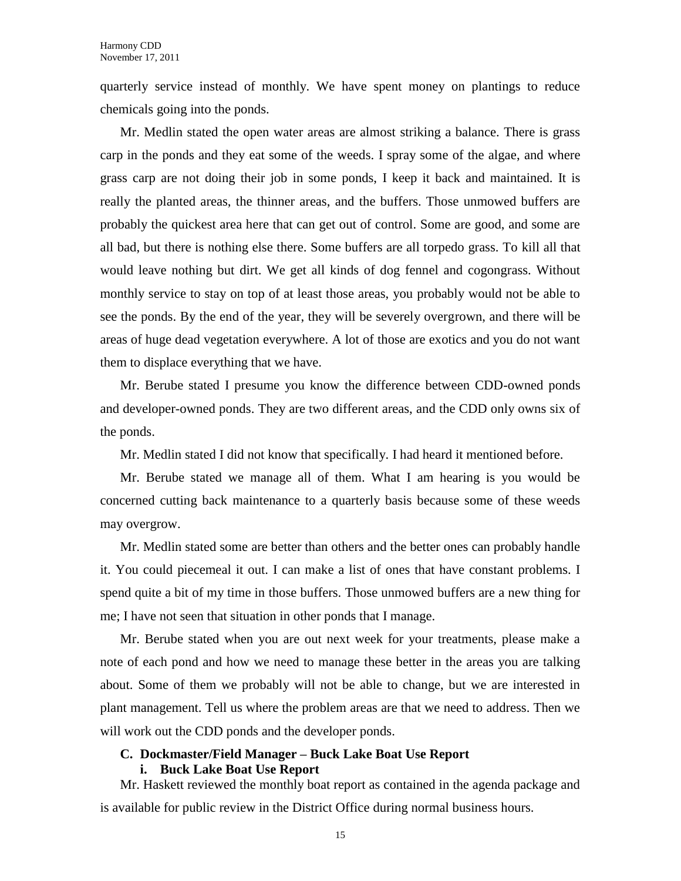quarterly service instead of monthly. We have spent money on plantings to reduce chemicals going into the ponds.

Mr. Medlin stated the open water areas are almost striking a balance. There is grass carp in the ponds and they eat some of the weeds. I spray some of the algae, and where grass carp are not doing their job in some ponds, I keep it back and maintained. It is really the planted areas, the thinner areas, and the buffers. Those unmowed buffers are probably the quickest area here that can get out of control. Some are good, and some are all bad, but there is nothing else there. Some buffers are all torpedo grass. To kill all that would leave nothing but dirt. We get all kinds of dog fennel and cogongrass. Without monthly service to stay on top of at least those areas, you probably would not be able to see the ponds. By the end of the year, they will be severely overgrown, and there will be areas of huge dead vegetation everywhere. A lot of those are exotics and you do not want them to displace everything that we have.

Mr. Berube stated I presume you know the difference between CDD-owned ponds and developer-owned ponds. They are two different areas, and the CDD only owns six of the ponds.

Mr. Medlin stated I did not know that specifically. I had heard it mentioned before.

Mr. Berube stated we manage all of them. What I am hearing is you would be concerned cutting back maintenance to a quarterly basis because some of these weeds may overgrow.

Mr. Medlin stated some are better than others and the better ones can probably handle it. You could piecemeal it out. I can make a list of ones that have constant problems. I spend quite a bit of my time in those buffers. Those unmowed buffers are a new thing for me; I have not seen that situation in other ponds that I manage.

Mr. Berube stated when you are out next week for your treatments, please make a note of each pond and how we need to manage these better in the areas you are talking about. Some of them we probably will not be able to change, but we are interested in plant management. Tell us where the problem areas are that we need to address. Then we will work out the CDD ponds and the developer ponds.

**C. Dockmaster/Field Manager – Buck Lake Boat Use Report**

**i. Buck Lake Boat Use Report**

Mr. Haskett reviewed the monthly boat report as contained in the agenda package and is available for public review in the District Office during normal business hours.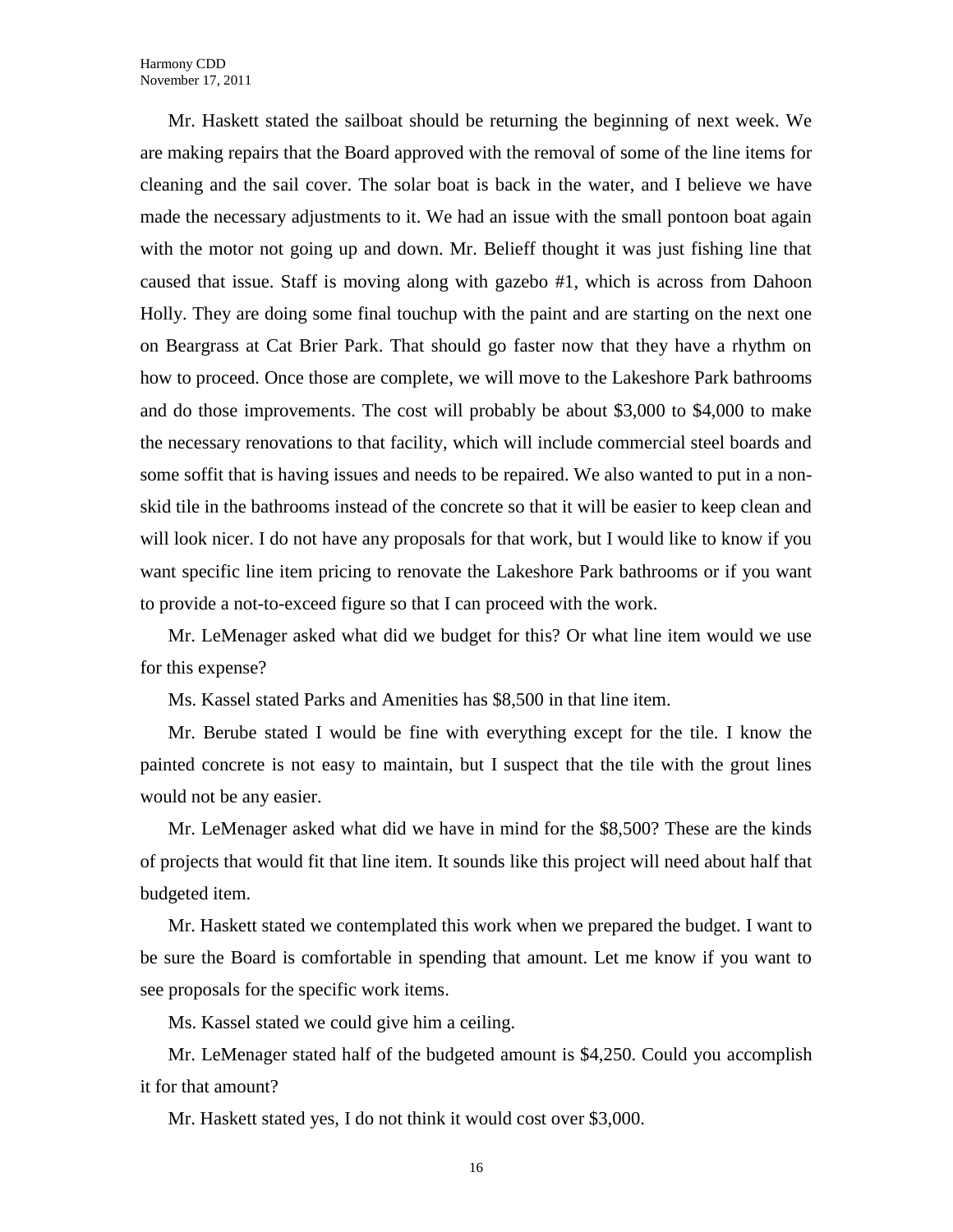Mr. Haskett stated the sailboat should be returning the beginning of next week. We are making repairs that the Board approved with the removal of some of the line items for cleaning and the sail cover. The solar boat is back in the water, and I believe we have made the necessary adjustments to it. We had an issue with the small pontoon boat again with the motor not going up and down. Mr. Belieff thought it was just fishing line that caused that issue. Staff is moving along with gazebo #1, which is across from Dahoon Holly. They are doing some final touchup with the paint and are starting on the next one on Beargrass at Cat Brier Park. That should go faster now that they have a rhythm on how to proceed. Once those are complete, we will move to the Lakeshore Park bathrooms and do those improvements. The cost will probably be about $3,000 to $4,000 to make the necessary renovations to that facility, which will include commercial steel boards and some soffit that is having issues and needs to be repaired. We also wanted to put in a non-skid tile in the bathrooms instead of the concrete so that it will be easier to keep clean and will look nicer. I do not have any proposals for that work, but I would like to know if you want specific line item pricing to renovate the Lakeshore Park bathrooms or if you want to provide a not-to-exceed figure so that I can proceed with the work.

Mr. LeMenager asked what did we budget for this? Or what line item would we use for this expense?

Ms. Kassel stated Parks and Amenities has $8,500 in that line item.

Mr. Berube stated I would be fine with everything except for the tile. I know the painted concrete is not easy to maintain, but I suspect that the tile with the grout lines would not be any easier.

Mr. LeMenager asked what did we have in mind for the $8,500? These are the kinds of projects that would fit that line item. It sounds like this project will need about half that budgeted item.

Mr. Haskett stated we contemplated this work when we prepared the budget. I want to be sure the Board is comfortable in spending that amount. Let me know if you want to see proposals for the specific work items.

Ms. Kassel stated we could give him a ceiling.

Mr. LeMenager stated half of the budgeted amount is $4,250. Could you accomplish it for that amount?

Mr. Haskett stated yes, I do not think it would cost over $3,000.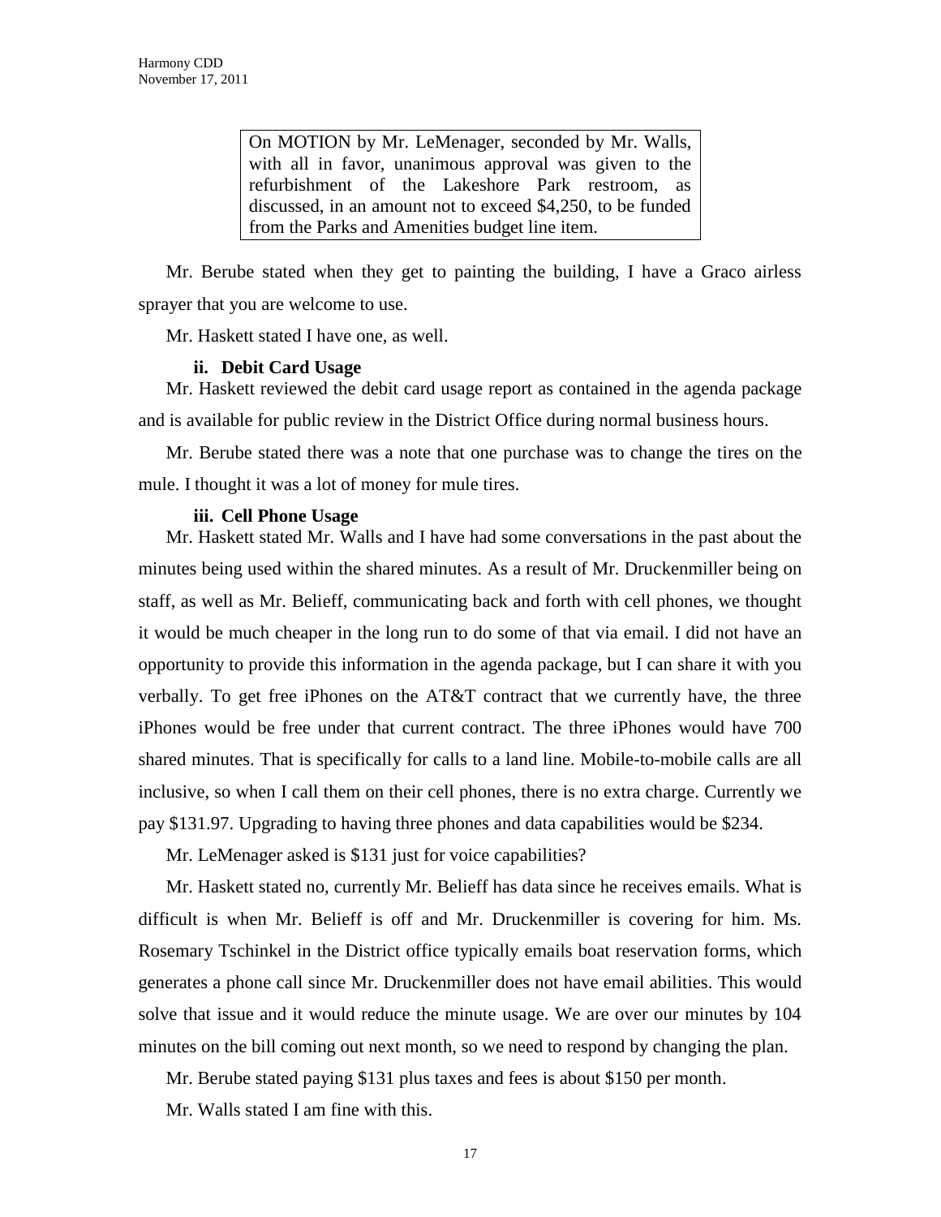> On MOTION by Mr. LeMenager, seconded by Mr. Walls, with all in favor, unanimous approval was given to the refurbishment of the Lakeshore Park restroom, as discussed, in an amount not to exceed $4,250, to be funded from the Parks and Amenities budget line item.

Mr. Berube stated when they get to painting the building, I have a Graco airless sprayer that you are welcome to use.

Mr. Haskett stated I have one, as well.

**ii. Debit Card Usage**

Mr. Haskett reviewed the debit card usage report as contained in the agenda package and is available for public review in the District Office during normal business hours.

Mr. Berube stated there was a note that one purchase was to change the tires on the mule. I thought it was a lot of money for mule tires.

**iii. Cell Phone Usage**

Mr. Haskett stated Mr. Walls and I have had some conversations in the past about the minutes being used within the shared minutes. As a result of Mr. Druckenmiller being on staff, as well as Mr. Belieff, communicating back and forth with cell phones, we thought it would be much cheaper in the long run to do some of that via email. I did not have an opportunity to provide this information in the agenda package, but I can share it with you verbally. To get free iPhones on the AT&T contract that we currently have, the three iPhones would be free under that current contract. The three iPhones would have 700 shared minutes. That is specifically for calls to a land line. Mobile-to-mobile calls are all inclusive, so when I call them on their cell phones, there is no extra charge. Currently we pay $131.97. Upgrading to having three phones and data capabilities would be $234.

Mr. LeMenager asked is $131 just for voice capabilities?

Mr. Haskett stated no, currently Mr. Belieff has data since he receives emails. What is difficult is when Mr. Belieff is off and Mr. Druckenmiller is covering for him. Ms. Rosemary Tschinkel in the District office typically emails boat reservation forms, which generates a phone call since Mr. Druckenmiller does not have email abilities. This would solve that issue and it would reduce the minute usage. We are over our minutes by 104 minutes on the bill coming out next month, so we need to respond by changing the plan.

Mr. Berube stated paying $131 plus taxes and fees is about $150 per month.

Mr. Walls stated I am fine with this.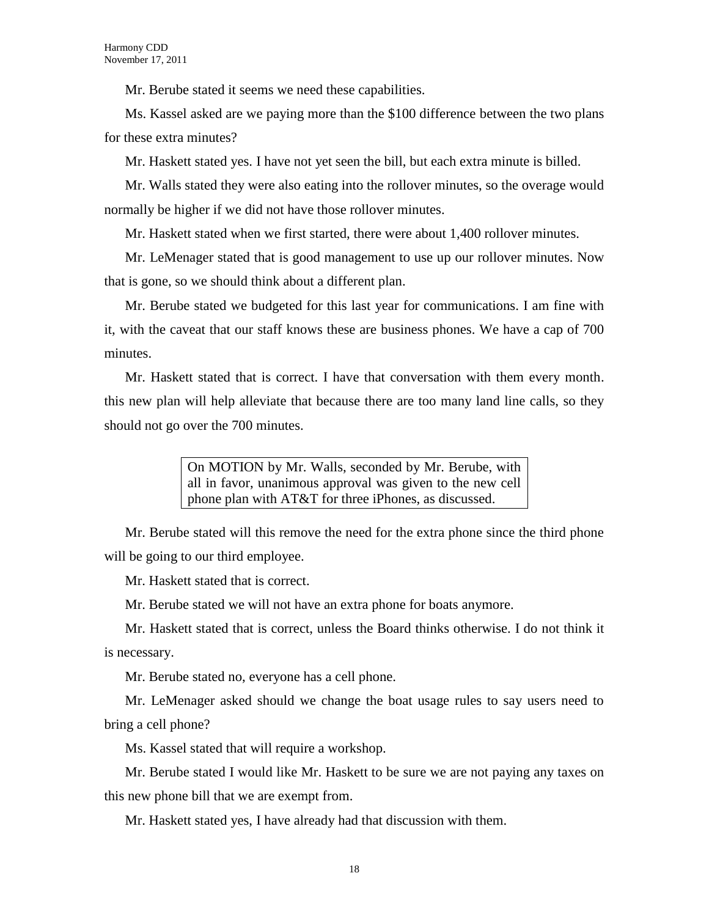Mr. Berube stated it seems we need these capabilities.

Ms. Kassel asked are we paying more than the $100 difference between the two plans for these extra minutes?

Mr. Haskett stated yes. I have not yet seen the bill, but each extra minute is billed.

Mr. Walls stated they were also eating into the rollover minutes, so the overage would normally be higher if we did not have those rollover minutes.

Mr. Haskett stated when we first started, there were about 1,400 rollover minutes.

Mr. LeMenager stated that is good management to use up our rollover minutes. Now that is gone, so we should think about a different plan.

Mr. Berube stated we budgeted for this last year for communications. I am fine with it, with the caveat that our staff knows these are business phones. We have a cap of 700 minutes.

Mr. Haskett stated that is correct. I have that conversation with them every month. this new plan will help alleviate that because there are too many land line calls, so they should not go over the 700 minutes.

> On MOTION by Mr. Walls, seconded by Mr. Berube, with all in favor, unanimous approval was given to the new cell phone plan with AT&T for three iPhones, as discussed.

Mr. Berube stated will this remove the need for the extra phone since the third phone will be going to our third employee.

Mr. Haskett stated that is correct.

Mr. Berube stated we will not have an extra phone for boats anymore.

Mr. Haskett stated that is correct, unless the Board thinks otherwise. I do not think it is necessary.

Mr. Berube stated no, everyone has a cell phone.

Mr. LeMenager asked should we change the boat usage rules to say users need to bring a cell phone?

Ms. Kassel stated that will require a workshop.

Mr. Berube stated I would like Mr. Haskett to be sure we are not paying any taxes on this new phone bill that we are exempt from.

Mr. Haskett stated yes, I have already had that discussion with them.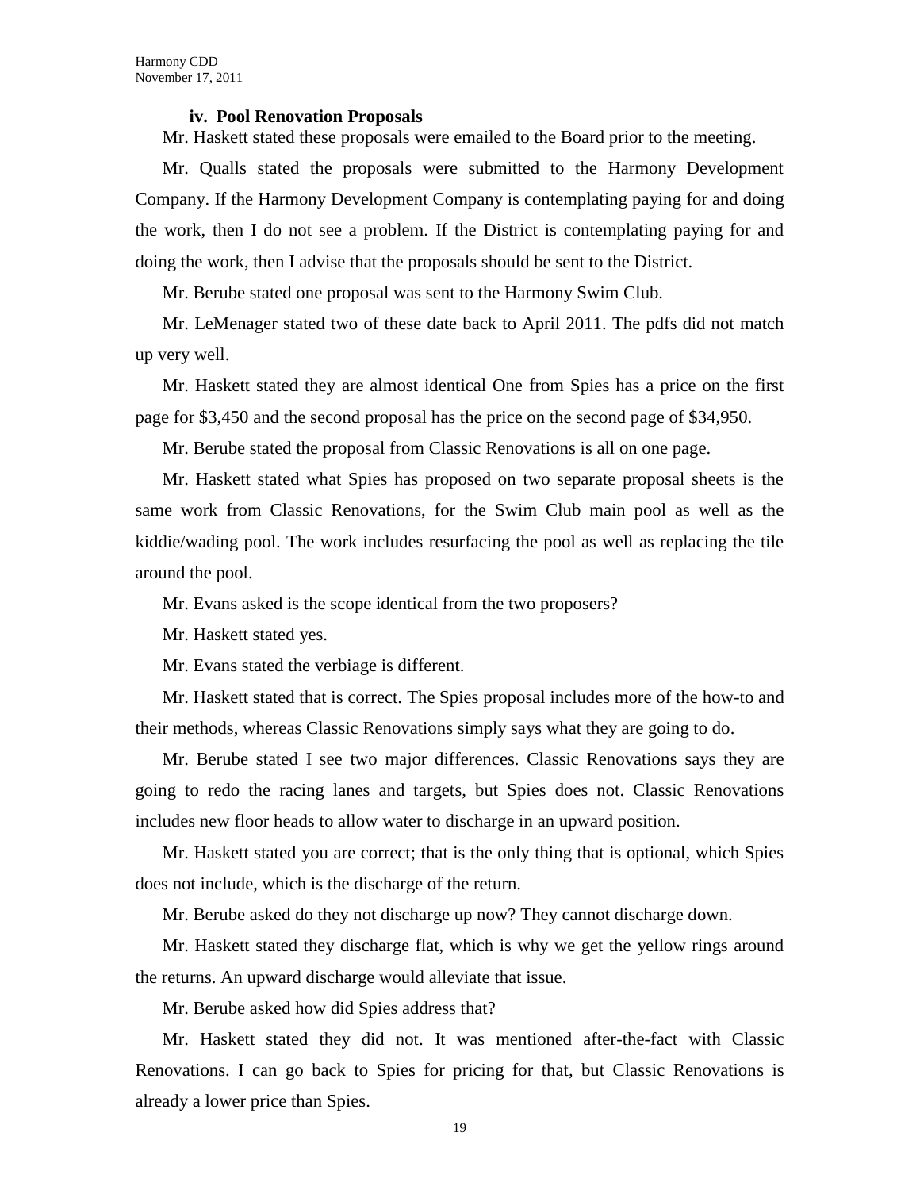### iv. Pool Renovation Proposals

Mr. Haskett stated these proposals were emailed to the Board prior to the meeting.

Mr. Qualls stated the proposals were submitted to the Harmony Development Company. If the Harmony Development Company is contemplating paying for and doing the work, then I do not see a problem. If the District is contemplating paying for and doing the work, then I advise that the proposals should be sent to the District.

Mr. Berube stated one proposal was sent to the Harmony Swim Club.

Mr. LeMenager stated two of these date back to April 2011. The pdfs did not match up very well.

Mr. Haskett stated they are almost identical One from Spies has a price on the first page for $3,450 and the second proposal has the price on the second page of $34,950.

Mr. Berube stated the proposal from Classic Renovations is all on one page.

Mr. Haskett stated what Spies has proposed on two separate proposal sheets is the same work from Classic Renovations, for the Swim Club main pool as well as the kiddie/wading pool. The work includes resurfacing the pool as well as replacing the tile around the pool.

Mr. Evans asked is the scope identical from the two proposers?

Mr. Haskett stated yes.

Mr. Evans stated the verbiage is different.

Mr. Haskett stated that is correct. The Spies proposal includes more of the how-to and their methods, whereas Classic Renovations simply says what they are going to do.

Mr. Berube stated I see two major differences. Classic Renovations says they are going to redo the racing lanes and targets, but Spies does not. Classic Renovations includes new floor heads to allow water to discharge in an upward position.

Mr. Haskett stated you are correct; that is the only thing that is optional, which Spies does not include, which is the discharge of the return.

Mr. Berube asked do they not discharge up now? They cannot discharge down.

Mr. Haskett stated they discharge flat, which is why we get the yellow rings around the returns. An upward discharge would alleviate that issue.

Mr. Berube asked how did Spies address that?

Mr. Haskett stated they did not. It was mentioned after-the-fact with Classic Renovations. I can go back to Spies for pricing for that, but Classic Renovations is already a lower price than Spies.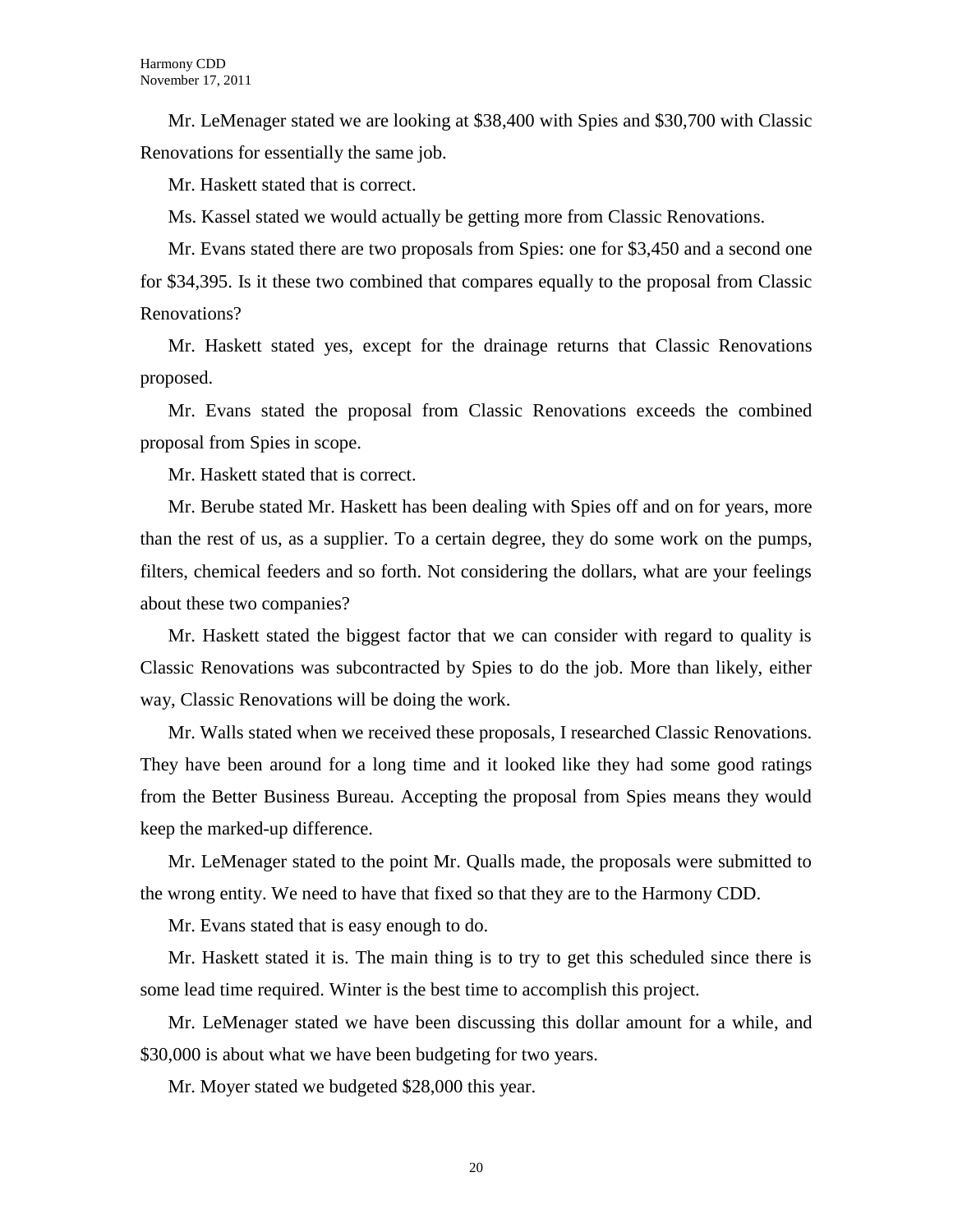Mr. LeMenager stated we are looking at $38,400 with Spies and $30,700 with Classic Renovations for essentially the same job.

Mr. Haskett stated that is correct.

Ms. Kassel stated we would actually be getting more from Classic Renovations.

Mr. Evans stated there are two proposals from Spies: one for $3,450 and a second one for $34,395. Is it these two combined that compares equally to the proposal from Classic Renovations?

Mr. Haskett stated yes, except for the drainage returns that Classic Renovations proposed.

Mr. Evans stated the proposal from Classic Renovations exceeds the combined proposal from Spies in scope.

Mr. Haskett stated that is correct.

Mr. Berube stated Mr. Haskett has been dealing with Spies off and on for years, more than the rest of us, as a supplier. To a certain degree, they do some work on the pumps, filters, chemical feeders and so forth. Not considering the dollars, what are your feelings about these two companies?

Mr. Haskett stated the biggest factor that we can consider with regard to quality is Classic Renovations was subcontracted by Spies to do the job. More than likely, either way, Classic Renovations will be doing the work.

Mr. Walls stated when we received these proposals, I researched Classic Renovations. They have been around for a long time and it looked like they had some good ratings from the Better Business Bureau. Accepting the proposal from Spies means they would keep the marked-up difference.

Mr. LeMenager stated to the point Mr. Qualls made, the proposals were submitted to the wrong entity. We need to have that fixed so that they are to the Harmony CDD.

Mr. Evans stated that is easy enough to do.

Mr. Haskett stated it is. The main thing is to try to get this scheduled since there is some lead time required. Winter is the best time to accomplish this project.

Mr. LeMenager stated we have been discussing this dollar amount for a while, and $30,000 is about what we have been budgeting for two years.

Mr. Moyer stated we budgeted $28,000 this year.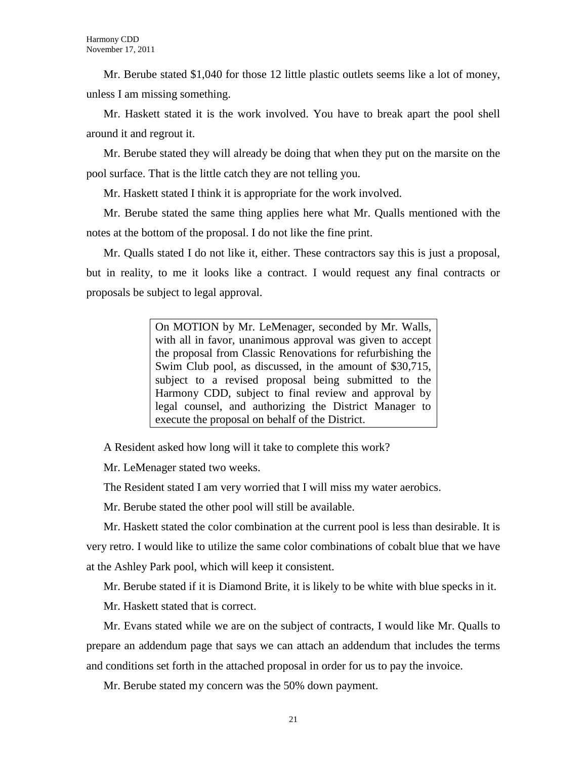Mr. Berube stated $1,040 for those 12 little plastic outlets seems like a lot of money, unless I am missing something.

Mr. Haskett stated it is the work involved. You have to break apart the pool shell around it and regrout it.

Mr. Berube stated they will already be doing that when they put on the marsite on the pool surface. That is the little catch they are not telling you.

Mr. Haskett stated I think it is appropriate for the work involved.

Mr. Berube stated the same thing applies here what Mr. Qualls mentioned with the notes at the bottom of the proposal. I do not like the fine print.

Mr. Qualls stated I do not like it, either. These contractors say this is just a proposal, but in reality, to me it looks like a contract. I would request any final contracts or proposals be subject to legal approval.

> On MOTION by Mr. LeMenager, seconded by Mr. Walls, with all in favor, unanimous approval was given to accept the proposal from Classic Renovations for refurbishing the Swim Club pool, as discussed, in the amount of $30,715, subject to a revised proposal being submitted to the Harmony CDD, subject to final review and approval by legal counsel, and authorizing the District Manager to execute the proposal on behalf of the District.

A Resident asked how long will it take to complete this work?

Mr. LeMenager stated two weeks.

The Resident stated I am very worried that I will miss my water aerobics.

Mr. Berube stated the other pool will still be available.

Mr. Haskett stated the color combination at the current pool is less than desirable. It is very retro. I would like to utilize the same color combinations of cobalt blue that we have at the Ashley Park pool, which will keep it consistent.

Mr. Berube stated if it is Diamond Brite, it is likely to be white with blue specks in it.

Mr. Haskett stated that is correct.

Mr. Evans stated while we are on the subject of contracts, I would like Mr. Qualls to prepare an addendum page that says we can attach an addendum that includes the terms and conditions set forth in the attached proposal in order for us to pay the invoice.

Mr. Berube stated my concern was the 50% down payment.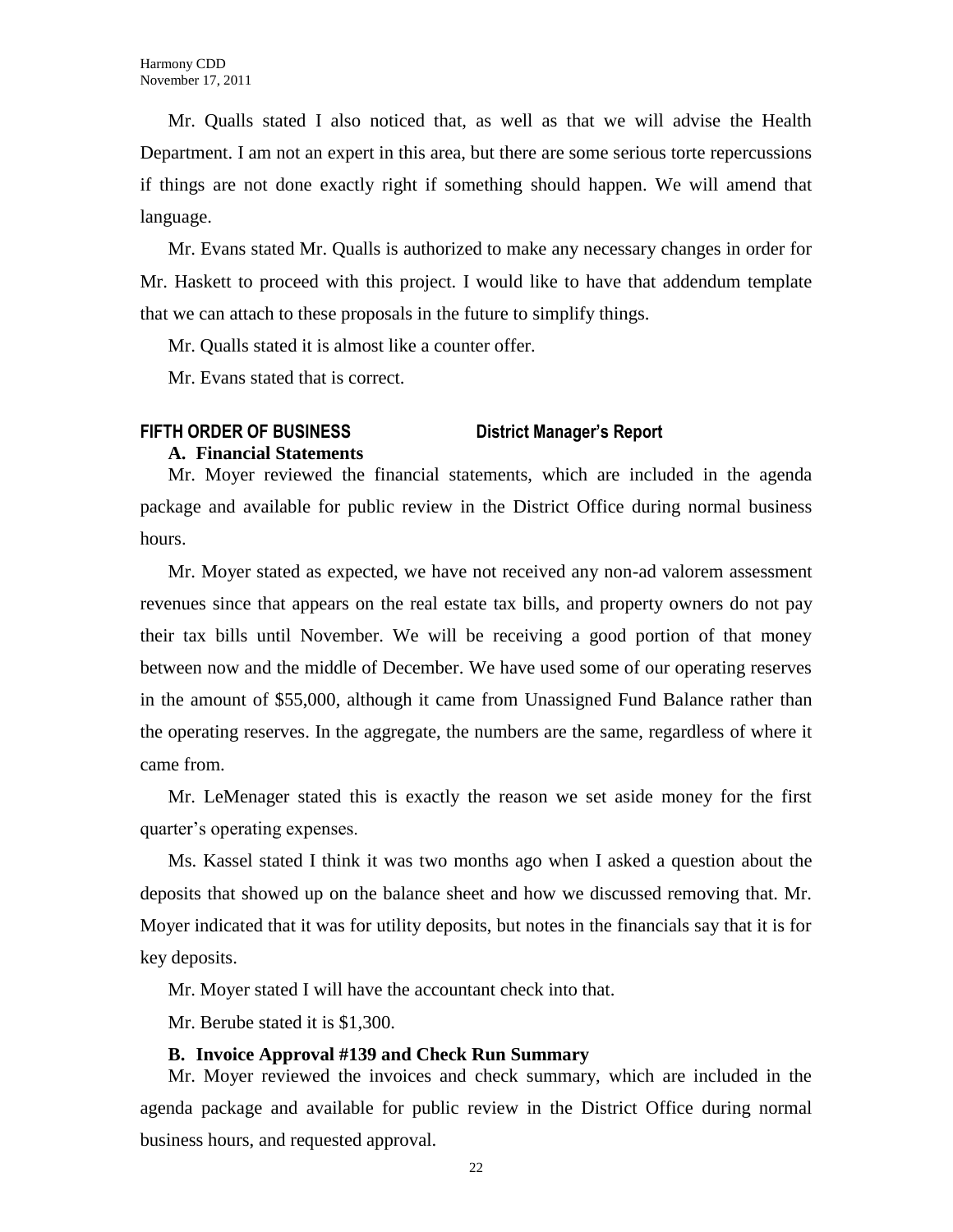Mr. Qualls stated I also noticed that, as well as that we will advise the Health Department. I am not an expert in this area, but there are some serious torte repercussions if things are not done exactly right if something should happen. We will amend that language.

Mr. Evans stated Mr. Qualls is authorized to make any necessary changes in order for Mr. Haskett to proceed with this project. I would like to have that addendum template that we can attach to these proposals in the future to simplify things.

Mr. Qualls stated it is almost like a counter offer.

Mr. Evans stated that is correct.

## FIFTH ORDER OF BUSINESS — District Manager's Report

### A. Financial Statements

Mr. Moyer reviewed the financial statements, which are included in the agenda package and available for public review in the District Office during normal business hours.

Mr. Moyer stated as expected, we have not received any non-ad valorem assessment revenues since that appears on the real estate tax bills, and property owners do not pay their tax bills until November. We will be receiving a good portion of that money between now and the middle of December. We have used some of our operating reserves in the amount of $55,000, although it came from Unassigned Fund Balance rather than the operating reserves. In the aggregate, the numbers are the same, regardless of where it came from.

Mr. LeMenager stated this is exactly the reason we set aside money for the first quarter's operating expenses.

Ms. Kassel stated I think it was two months ago when I asked a question about the deposits that showed up on the balance sheet and how we discussed removing that. Mr. Moyer indicated that it was for utility deposits, but notes in the financials say that it is for key deposits.

Mr. Moyer stated I will have the accountant check into that.

Mr. Berube stated it is $1,300.

### B. Invoice Approval #139 and Check Run Summary

Mr. Moyer reviewed the invoices and check summary, which are included in the agenda package and available for public review in the District Office during normal business hours, and requested approval.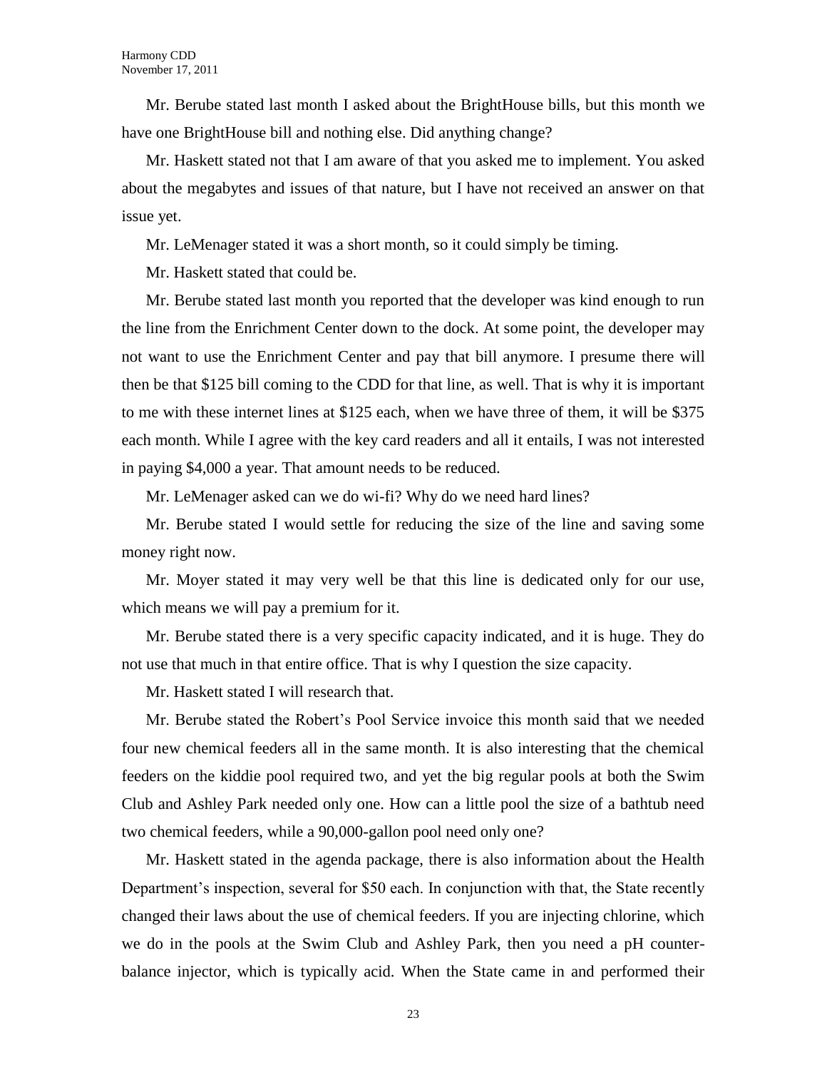Mr. Berube stated last month I asked about the BrightHouse bills, but this month we have one BrightHouse bill and nothing else. Did anything change?

Mr. Haskett stated not that I am aware of that you asked me to implement. You asked about the megabytes and issues of that nature, but I have not received an answer on that issue yet.

Mr. LeMenager stated it was a short month, so it could simply be timing.

Mr. Haskett stated that could be.

Mr. Berube stated last month you reported that the developer was kind enough to run the line from the Enrichment Center down to the dock. At some point, the developer may not want to use the Enrichment Center and pay that bill anymore. I presume there will then be that $125 bill coming to the CDD for that line, as well. That is why it is important to me with these internet lines at $125 each, when we have three of them, it will be $375 each month. While I agree with the key card readers and all it entails, I was not interested in paying $4,000 a year. That amount needs to be reduced.

Mr. LeMenager asked can we do wi-fi? Why do we need hard lines?

Mr. Berube stated I would settle for reducing the size of the line and saving some money right now.

Mr. Moyer stated it may very well be that this line is dedicated only for our use, which means we will pay a premium for it.

Mr. Berube stated there is a very specific capacity indicated, and it is huge. They do not use that much in that entire office. That is why I question the size capacity.

Mr. Haskett stated I will research that.

Mr. Berube stated the Robert's Pool Service invoice this month said that we needed four new chemical feeders all in the same month. It is also interesting that the chemical feeders on the kiddie pool required two, and yet the big regular pools at both the Swim Club and Ashley Park needed only one. How can a little pool the size of a bathtub need two chemical feeders, while a 90,000-gallon pool need only one?

Mr. Haskett stated in the agenda package, there is also information about the Health Department's inspection, several for $50 each. In conjunction with that, the State recently changed their laws about the use of chemical feeders. If you are injecting chlorine, which we do in the pools at the Swim Club and Ashley Park, then you need a pH counter-balance injector, which is typically acid. When the State came in and performed their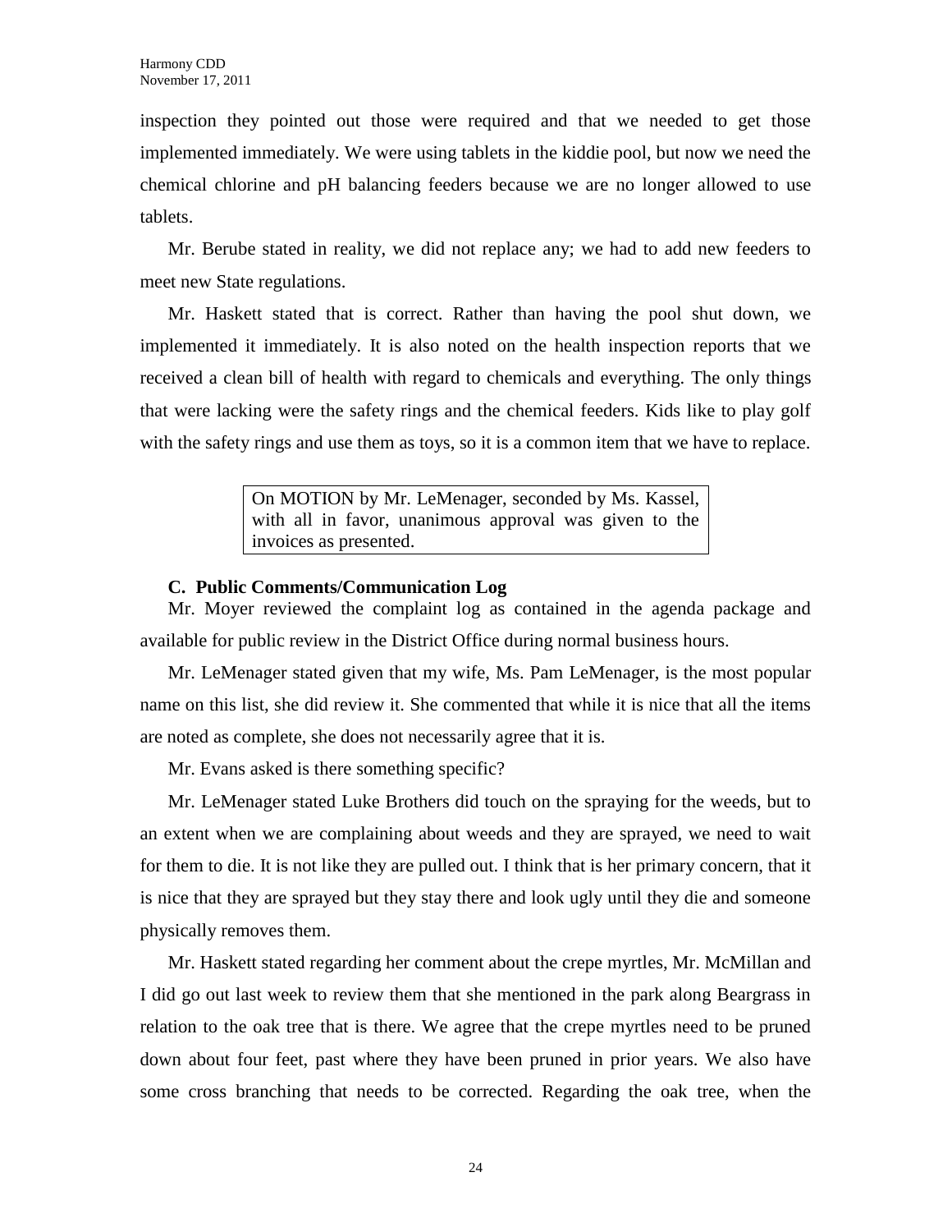inspection they pointed out those were required and that we needed to get those implemented immediately. We were using tablets in the kiddie pool, but now we need the chemical chlorine and pH balancing feeders because we are no longer allowed to use tablets.

Mr. Berube stated in reality, we did not replace any; we had to add new feeders to meet new State regulations.

Mr. Haskett stated that is correct. Rather than having the pool shut down, we implemented it immediately. It is also noted on the health inspection reports that we received a clean bill of health with regard to chemicals and everything. The only things that were lacking were the safety rings and the chemical feeders. Kids like to play golf with the safety rings and use them as toys, so it is a common item that we have to replace.

> On MOTION by Mr. LeMenager, seconded by Ms. Kassel, with all in favor, unanimous approval was given to the invoices as presented.

**C. Public Comments/Communication Log**

Mr. Moyer reviewed the complaint log as contained in the agenda package and available for public review in the District Office during normal business hours.

Mr. LeMenager stated given that my wife, Ms. Pam LeMenager, is the most popular name on this list, she did review it. She commented that while it is nice that all the items are noted as complete, she does not necessarily agree that it is.

Mr. Evans asked is there something specific?

Mr. LeMenager stated Luke Brothers did touch on the spraying for the weeds, but to an extent when we are complaining about weeds and they are sprayed, we need to wait for them to die. It is not like they are pulled out. I think that is her primary concern, that it is nice that they are sprayed but they stay there and look ugly until they die and someone physically removes them.

Mr. Haskett stated regarding her comment about the crepe myrtles, Mr. McMillan and I did go out last week to review them that she mentioned in the park along Beargrass in relation to the oak tree that is there. We agree that the crepe myrtles need to be pruned down about four feet, past where they have been pruned in prior years. We also have some cross branching that needs to be corrected. Regarding the oak tree, when the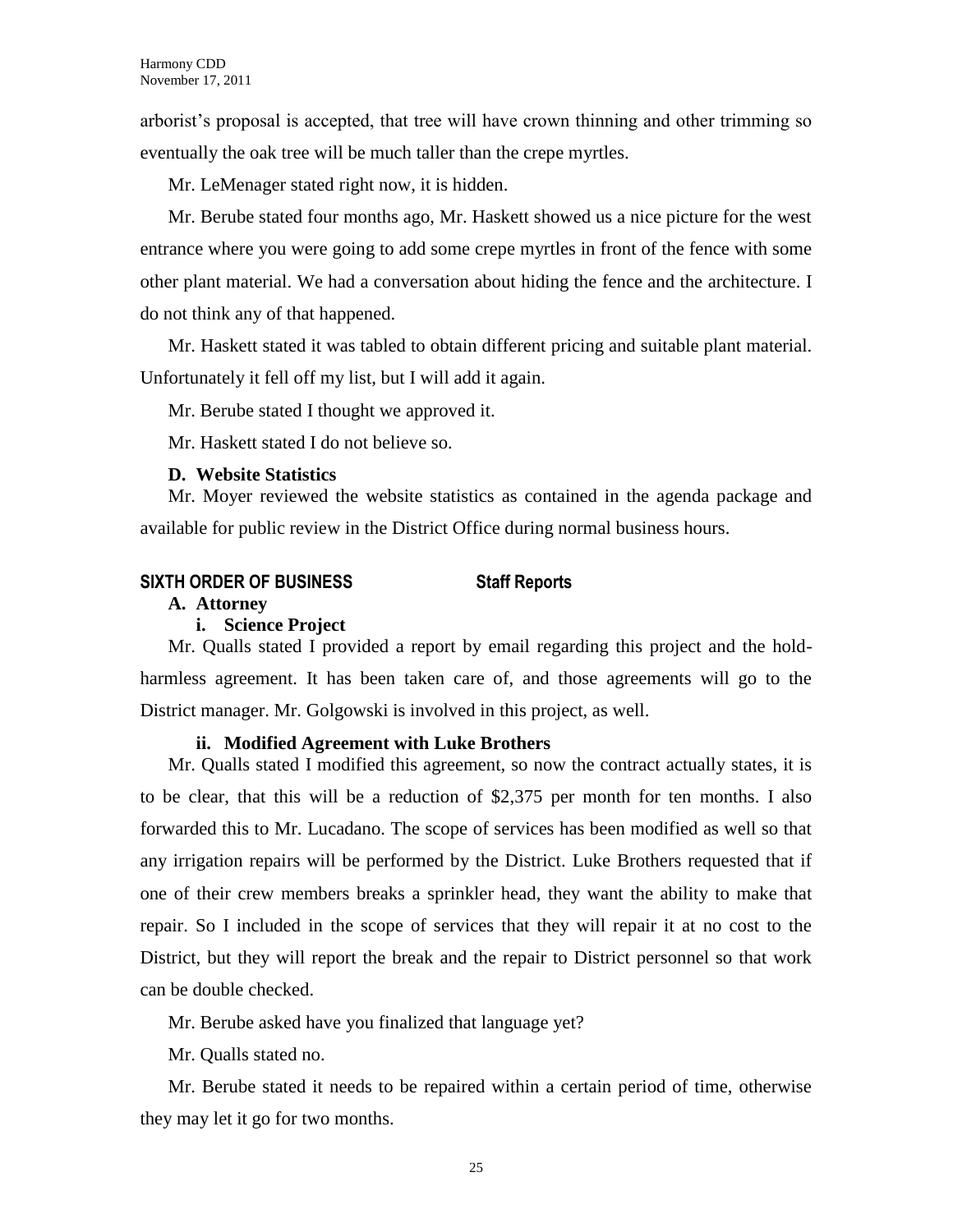arborist's proposal is accepted, that tree will have crown thinning and other trimming so eventually the oak tree will be much taller than the crepe myrtles.

Mr. LeMenager stated right now, it is hidden.

Mr. Berube stated four months ago, Mr. Haskett showed us a nice picture for the west entrance where you were going to add some crepe myrtles in front of the fence with some other plant material. We had a conversation about hiding the fence and the architecture. I do not think any of that happened.

Mr. Haskett stated it was tabled to obtain different pricing and suitable plant material. Unfortunately it fell off my list, but I will add it again.

Mr. Berube stated I thought we approved it.

Mr. Haskett stated I do not believe so.

**D. Website Statistics**

Mr. Moyer reviewed the website statistics as contained in the agenda package and available for public review in the District Office during normal business hours.

## SIXTH ORDER OF BUSINESS — Staff Reports

**A. Attorney**

**i. Science Project**

Mr. Qualls stated I provided a report by email regarding this project and the hold-harmless agreement. It has been taken care of, and those agreements will go to the District manager. Mr. Golgowski is involved in this project, as well.

**ii. Modified Agreement with Luke Brothers**

Mr. Qualls stated I modified this agreement, so now the contract actually states, it is to be clear, that this will be a reduction of $2,375 per month for ten months. I also forwarded this to Mr. Lucadano. The scope of services has been modified as well so that any irrigation repairs will be performed by the District. Luke Brothers requested that if one of their crew members breaks a sprinkler head, they want the ability to make that repair. So I included in the scope of services that they will repair it at no cost to the District, but they will report the break and the repair to District personnel so that work can be double checked.

Mr. Berube asked have you finalized that language yet?

Mr. Qualls stated no.

Mr. Berube stated it needs to be repaired within a certain period of time, otherwise they may let it go for two months.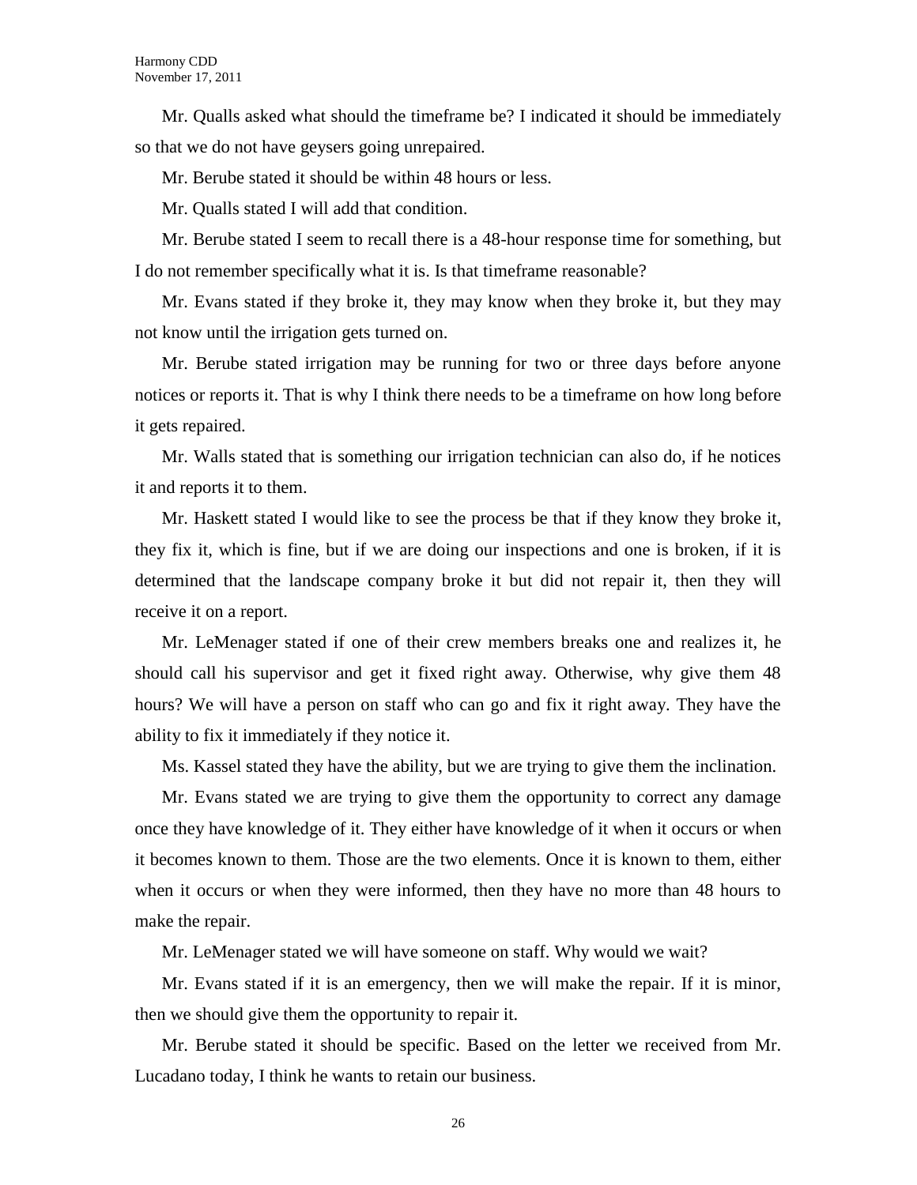Mr. Qualls asked what should the timeframe be? I indicated it should be immediately so that we do not have geysers going unrepaired.

Mr. Berube stated it should be within 48 hours or less.

Mr. Qualls stated I will add that condition.

Mr. Berube stated I seem to recall there is a 48-hour response time for something, but I do not remember specifically what it is. Is that timeframe reasonable?

Mr. Evans stated if they broke it, they may know when they broke it, but they may not know until the irrigation gets turned on.

Mr. Berube stated irrigation may be running for two or three days before anyone notices or reports it. That is why I think there needs to be a timeframe on how long before it gets repaired.

Mr. Walls stated that is something our irrigation technician can also do, if he notices it and reports it to them.

Mr. Haskett stated I would like to see the process be that if they know they broke it, they fix it, which is fine, but if we are doing our inspections and one is broken, if it is determined that the landscape company broke it but did not repair it, then they will receive it on a report.

Mr. LeMenager stated if one of their crew members breaks one and realizes it, he should call his supervisor and get it fixed right away. Otherwise, why give them 48 hours? We will have a person on staff who can go and fix it right away. They have the ability to fix it immediately if they notice it.

Ms. Kassel stated they have the ability, but we are trying to give them the inclination.

Mr. Evans stated we are trying to give them the opportunity to correct any damage once they have knowledge of it. They either have knowledge of it when it occurs or when it becomes known to them. Those are the two elements. Once it is known to them, either when it occurs or when they were informed, then they have no more than 48 hours to make the repair.

Mr. LeMenager stated we will have someone on staff. Why would we wait?

Mr. Evans stated if it is an emergency, then we will make the repair. If it is minor, then we should give them the opportunity to repair it.

Mr. Berube stated it should be specific. Based on the letter we received from Mr. Lucadano today, I think he wants to retain our business.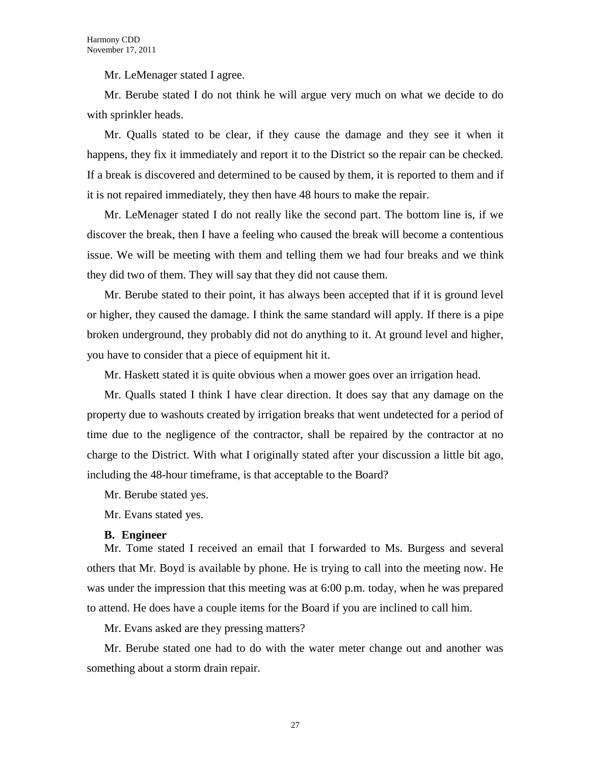Mr. LeMenager stated I agree.

Mr. Berube stated I do not think he will argue very much on what we decide to do with sprinkler heads.

Mr. Qualls stated to be clear, if they cause the damage and they see it when it happens, they fix it immediately and report it to the District so the repair can be checked. If a break is discovered and determined to be caused by them, it is reported to them and if it is not repaired immediately, they then have 48 hours to make the repair.

Mr. LeMenager stated I do not really like the second part. The bottom line is, if we discover the break, then I have a feeling who caused the break will become a contentious issue. We will be meeting with them and telling them we had four breaks and we think they did two of them. They will say that they did not cause them.

Mr. Berube stated to their point, it has always been accepted that if it is ground level or higher, they caused the damage. I think the same standard will apply. If there is a pipe broken underground, they probably did not do anything to it. At ground level and higher, you have to consider that a piece of equipment hit it.

Mr. Haskett stated it is quite obvious when a mower goes over an irrigation head.

Mr. Qualls stated I think I have clear direction. It does say that any damage on the property due to washouts created by irrigation breaks that went undetected for a period of time due to the negligence of the contractor, shall be repaired by the contractor at no charge to the District. With what I originally stated after your discussion a little bit ago, including the 48-hour timeframe, is that acceptable to the Board?

Mr. Berube stated yes.

Mr. Evans stated yes.

**B. Engineer**

Mr. Tome stated I received an email that I forwarded to Ms. Burgess and several others that Mr. Boyd is available by phone. He is trying to call into the meeting now. He was under the impression that this meeting was at 6:00 p.m. today, when he was prepared to attend. He does have a couple items for the Board if you are inclined to call him.

Mr. Evans asked are they pressing matters?

Mr. Berube stated one had to do with the water meter change out and another was something about a storm drain repair.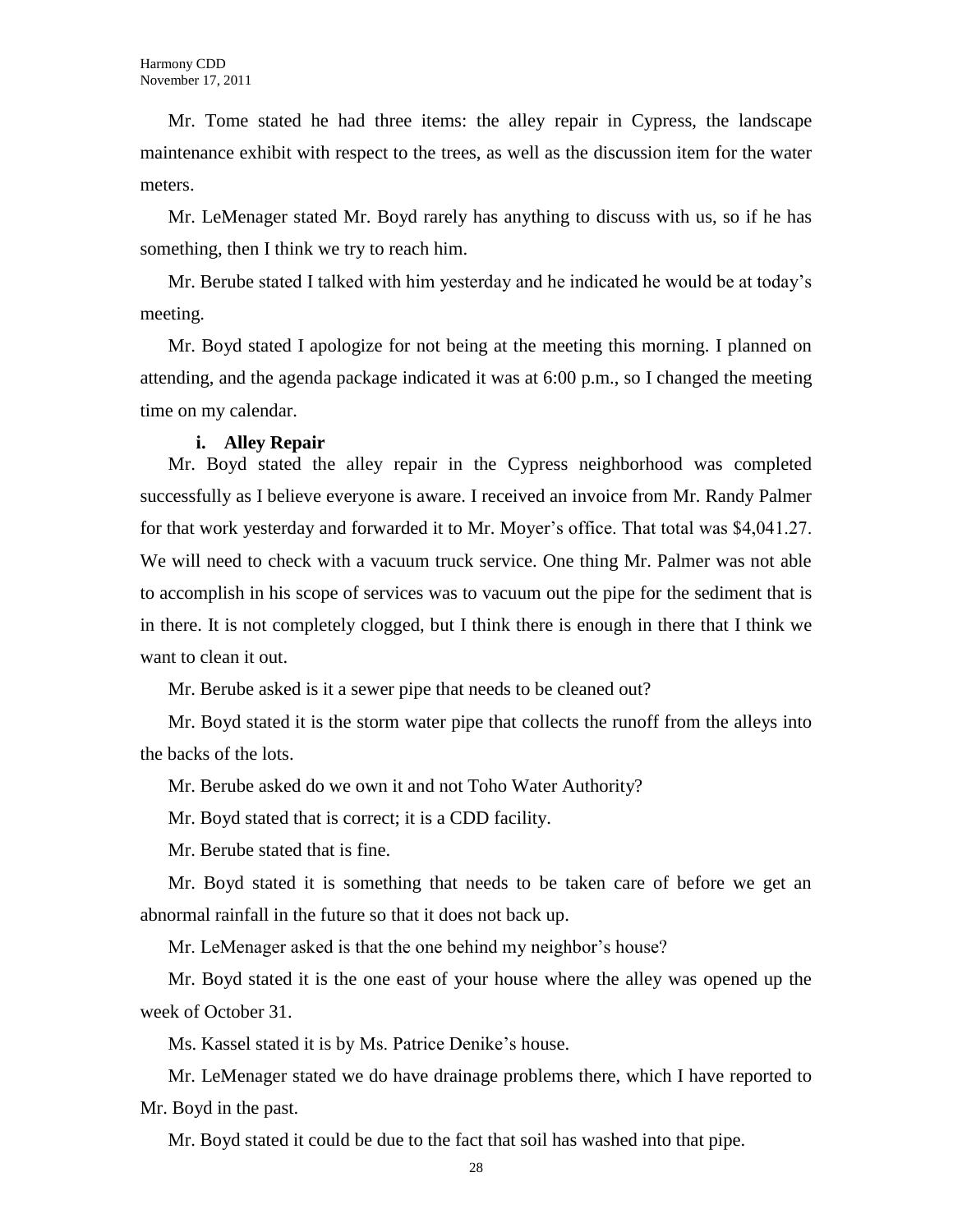Mr. Tome stated he had three items: the alley repair in Cypress, the landscape maintenance exhibit with respect to the trees, as well as the discussion item for the water meters.

Mr. LeMenager stated Mr. Boyd rarely has anything to discuss with us, so if he has something, then I think we try to reach him.

Mr. Berube stated I talked with him yesterday and he indicated he would be at today's meeting.

Mr. Boyd stated I apologize for not being at the meeting this morning. I planned on attending, and the agenda package indicated it was at 6:00 p.m., so I changed the meeting time on my calendar.

**i. Alley Repair**

Mr. Boyd stated the alley repair in the Cypress neighborhood was completed successfully as I believe everyone is aware. I received an invoice from Mr. Randy Palmer for that work yesterday and forwarded it to Mr. Moyer's office. That total was $4,041.27. We will need to check with a vacuum truck service. One thing Mr. Palmer was not able to accomplish in his scope of services was to vacuum out the pipe for the sediment that is in there. It is not completely clogged, but I think there is enough in there that I think we want to clean it out.

Mr. Berube asked is it a sewer pipe that needs to be cleaned out?

Mr. Boyd stated it is the storm water pipe that collects the runoff from the alleys into the backs of the lots.

Mr. Berube asked do we own it and not Toho Water Authority?

Mr. Boyd stated that is correct; it is a CDD facility.

Mr. Berube stated that is fine.

Mr. Boyd stated it is something that needs to be taken care of before we get an abnormal rainfall in the future so that it does not back up.

Mr. LeMenager asked is that the one behind my neighbor's house?

Mr. Boyd stated it is the one east of your house where the alley was opened up the week of October 31.

Ms. Kassel stated it is by Ms. Patrice Denike's house.

Mr. LeMenager stated we do have drainage problems there, which I have reported to Mr. Boyd in the past.

Mr. Boyd stated it could be due to the fact that soil has washed into that pipe.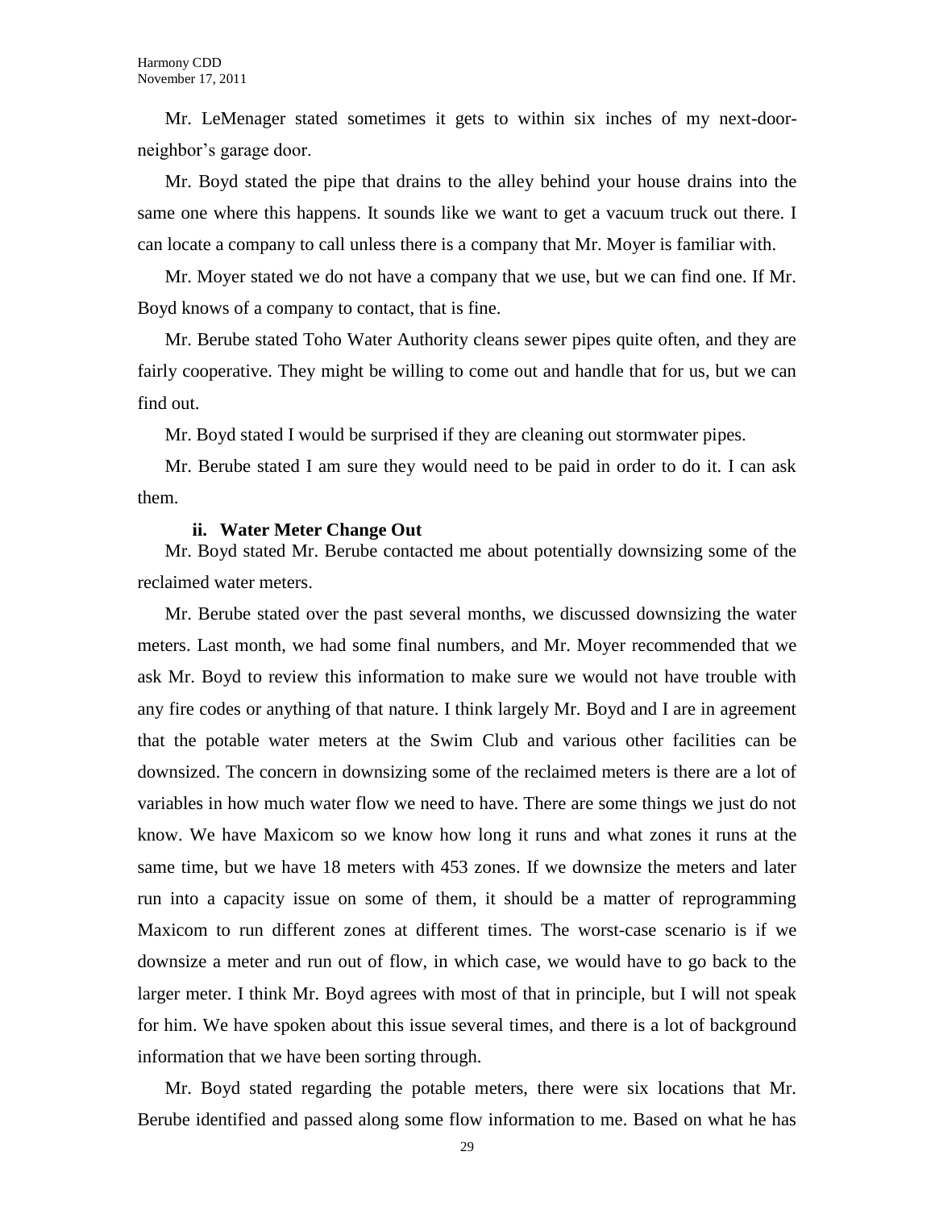Mr. LeMenager stated sometimes it gets to within six inches of my next-door-neighbor's garage door.

Mr. Boyd stated the pipe that drains to the alley behind your house drains into the same one where this happens. It sounds like we want to get a vacuum truck out there. I can locate a company to call unless there is a company that Mr. Moyer is familiar with.

Mr. Moyer stated we do not have a company that we use, but we can find one. If Mr. Boyd knows of a company to contact, that is fine.

Mr. Berube stated Toho Water Authority cleans sewer pipes quite often, and they are fairly cooperative. They might be willing to come out and handle that for us, but we can find out.

Mr. Boyd stated I would be surprised if they are cleaning out stormwater pipes.

Mr. Berube stated I am sure they would need to be paid in order to do it. I can ask them.

**ii. Water Meter Change Out**

Mr. Boyd stated Mr. Berube contacted me about potentially downsizing some of the reclaimed water meters.

Mr. Berube stated over the past several months, we discussed downsizing the water meters. Last month, we had some final numbers, and Mr. Moyer recommended that we ask Mr. Boyd to review this information to make sure we would not have trouble with any fire codes or anything of that nature. I think largely Mr. Boyd and I are in agreement that the potable water meters at the Swim Club and various other facilities can be downsized. The concern in downsizing some of the reclaimed meters is there are a lot of variables in how much water flow we need to have. There are some things we just do not know. We have Maxicom so we know how long it runs and what zones it runs at the same time, but we have 18 meters with 453 zones. If we downsize the meters and later run into a capacity issue on some of them, it should be a matter of reprogramming Maxicom to run different zones at different times. The worst-case scenario is if we downsize a meter and run out of flow, in which case, we would have to go back to the larger meter. I think Mr. Boyd agrees with most of that in principle, but I will not speak for him. We have spoken about this issue several times, and there is a lot of background information that we have been sorting through.

Mr. Boyd stated regarding the potable meters, there were six locations that Mr. Berube identified and passed along some flow information to me. Based on what he has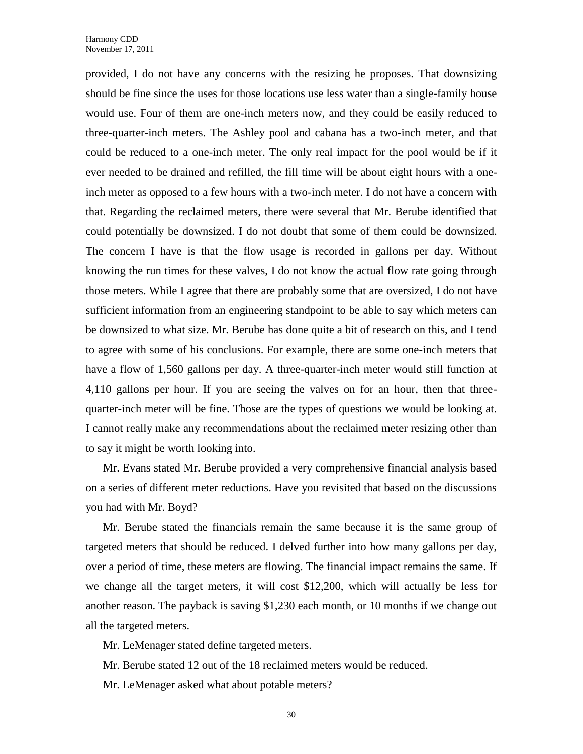provided, I do not have any concerns with the resizing he proposes. That downsizing should be fine since the uses for those locations use less water than a single-family house would use. Four of them are one-inch meters now, and they could be easily reduced to three-quarter-inch meters. The Ashley pool and cabana has a two-inch meter, and that could be reduced to a one-inch meter. The only real impact for the pool would be if it ever needed to be drained and refilled, the fill time will be about eight hours with a one-inch meter as opposed to a few hours with a two-inch meter. I do not have a concern with that. Regarding the reclaimed meters, there were several that Mr. Berube identified that could potentially be downsized. I do not doubt that some of them could be downsized. The concern I have is that the flow usage is recorded in gallons per day. Without knowing the run times for these valves, I do not know the actual flow rate going through those meters. While I agree that there are probably some that are oversized, I do not have sufficient information from an engineering standpoint to be able to say which meters can be downsized to what size. Mr. Berube has done quite a bit of research on this, and I tend to agree with some of his conclusions. For example, there are some one-inch meters that have a flow of 1,560 gallons per day. A three-quarter-inch meter would still function at 4,110 gallons per hour. If you are seeing the valves on for an hour, then that three-quarter-inch meter will be fine. Those are the types of questions we would be looking at. I cannot really make any recommendations about the reclaimed meter resizing other than to say it might be worth looking into.

Mr. Evans stated Mr. Berube provided a very comprehensive financial analysis based on a series of different meter reductions. Have you revisited that based on the discussions you had with Mr. Boyd?

Mr. Berube stated the financials remain the same because it is the same group of targeted meters that should be reduced. I delved further into how many gallons per day, over a period of time, these meters are flowing. The financial impact remains the same. If we change all the target meters, it will cost $12,200, which will actually be less for another reason. The payback is saving $1,230 each month, or 10 months if we change out all the targeted meters.

Mr. LeMenager stated define targeted meters.

Mr. Berube stated 12 out of the 18 reclaimed meters would be reduced.

Mr. LeMenager asked what about potable meters?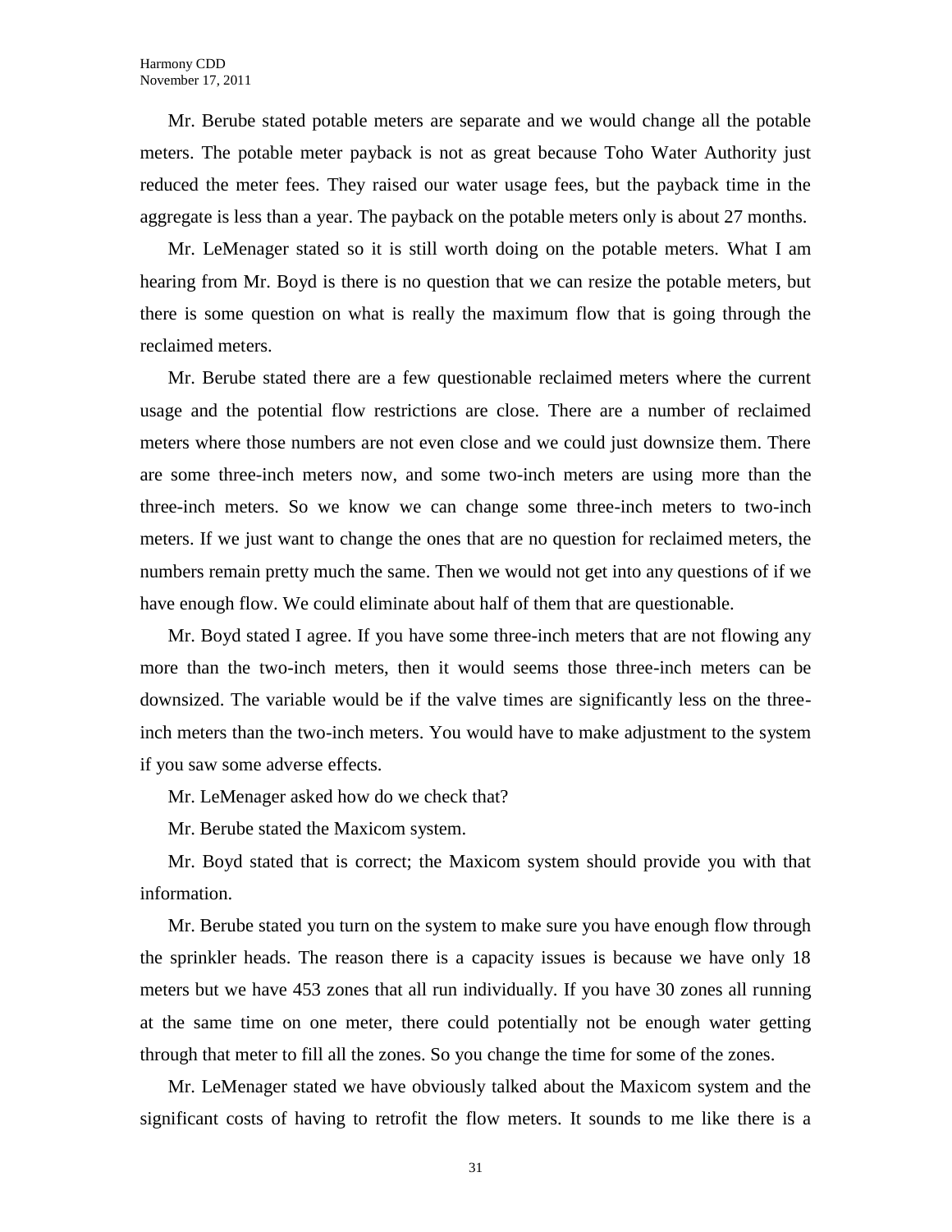Mr. Berube stated potable meters are separate and we would change all the potable meters. The potable meter payback is not as great because Toho Water Authority just reduced the meter fees. They raised our water usage fees, but the payback time in the aggregate is less than a year. The payback on the potable meters only is about 27 months.

Mr. LeMenager stated so it is still worth doing on the potable meters. What I am hearing from Mr. Boyd is there is no question that we can resize the potable meters, but there is some question on what is really the maximum flow that is going through the reclaimed meters.

Mr. Berube stated there are a few questionable reclaimed meters where the current usage and the potential flow restrictions are close. There are a number of reclaimed meters where those numbers are not even close and we could just downsize them. There are some three-inch meters now, and some two-inch meters are using more than the three-inch meters. So we know we can change some three-inch meters to two-inch meters. If we just want to change the ones that are no question for reclaimed meters, the numbers remain pretty much the same. Then we would not get into any questions of if we have enough flow. We could eliminate about half of them that are questionable.

Mr. Boyd stated I agree. If you have some three-inch meters that are not flowing any more than the two-inch meters, then it would seems those three-inch meters can be downsized. The variable would be if the valve times are significantly less on the three-inch meters than the two-inch meters. You would have to make adjustment to the system if you saw some adverse effects.

Mr. LeMenager asked how do we check that?

Mr. Berube stated the Maxicom system.

Mr. Boyd stated that is correct; the Maxicom system should provide you with that information.

Mr. Berube stated you turn on the system to make sure you have enough flow through the sprinkler heads. The reason there is a capacity issues is because we have only 18 meters but we have 453 zones that all run individually. If you have 30 zones all running at the same time on one meter, there could potentially not be enough water getting through that meter to fill all the zones. So you change the time for some of the zones.

Mr. LeMenager stated we have obviously talked about the Maxicom system and the significant costs of having to retrofit the flow meters. It sounds to me like there is a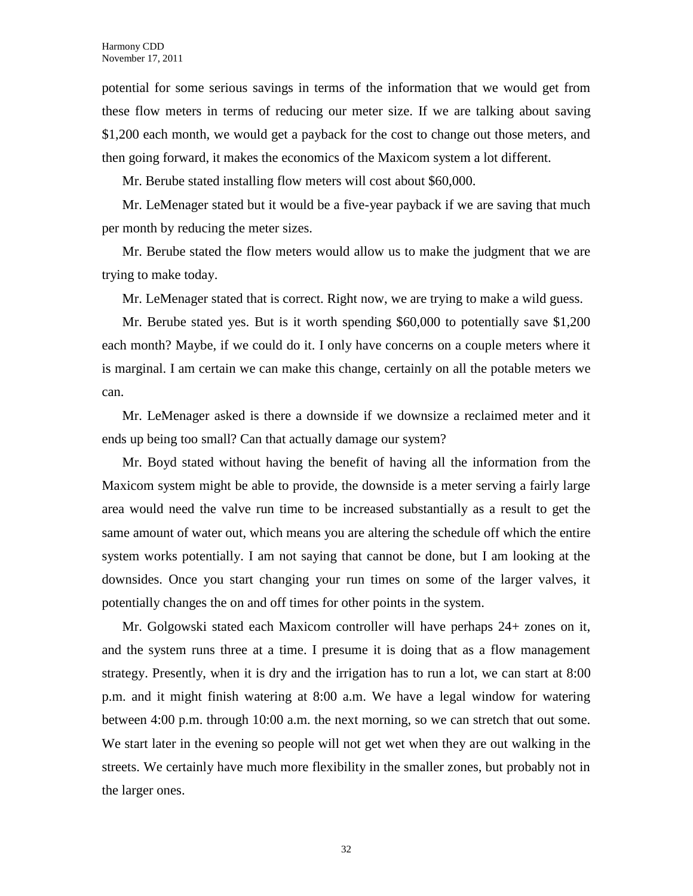potential for some serious savings in terms of the information that we would get from these flow meters in terms of reducing our meter size. If we are talking about saving $1,200 each month, we would get a payback for the cost to change out those meters, and then going forward, it makes the economics of the Maxicom system a lot different.

Mr. Berube stated installing flow meters will cost about $60,000.

Mr. LeMenager stated but it would be a five-year payback if we are saving that much per month by reducing the meter sizes.

Mr. Berube stated the flow meters would allow us to make the judgment that we are trying to make today.

Mr. LeMenager stated that is correct. Right now, we are trying to make a wild guess.

Mr. Berube stated yes. But is it worth spending $60,000 to potentially save $1,200 each month? Maybe, if we could do it. I only have concerns on a couple meters where it is marginal. I am certain we can make this change, certainly on all the potable meters we can.

Mr. LeMenager asked is there a downside if we downsize a reclaimed meter and it ends up being too small? Can that actually damage our system?

Mr. Boyd stated without having the benefit of having all the information from the Maxicom system might be able to provide, the downside is a meter serving a fairly large area would need the valve run time to be increased substantially as a result to get the same amount of water out, which means you are altering the schedule off which the entire system works potentially. I am not saying that cannot be done, but I am looking at the downsides. Once you start changing your run times on some of the larger valves, it potentially changes the on and off times for other points in the system.

Mr. Golgowski stated each Maxicom controller will have perhaps 24+ zones on it, and the system runs three at a time. I presume it is doing that as a flow management strategy. Presently, when it is dry and the irrigation has to run a lot, we can start at 8:00 p.m. and it might finish watering at 8:00 a.m. We have a legal window for watering between 4:00 p.m. through 10:00 a.m. the next morning, so we can stretch that out some. We start later in the evening so people will not get wet when they are out walking in the streets. We certainly have much more flexibility in the smaller zones, but probably not in the larger ones.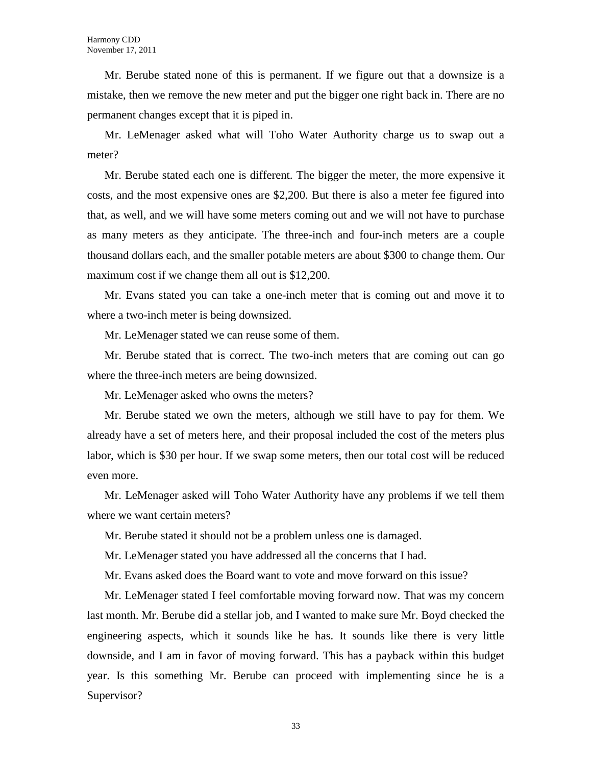Mr. Berube stated none of this is permanent. If we figure out that a downsize is a mistake, then we remove the new meter and put the bigger one right back in. There are no permanent changes except that it is piped in.

Mr. LeMenager asked what will Toho Water Authority charge us to swap out a meter?

Mr. Berube stated each one is different. The bigger the meter, the more expensive it costs, and the most expensive ones are $2,200. But there is also a meter fee figured into that, as well, and we will have some meters coming out and we will not have to purchase as many meters as they anticipate. The three-inch and four-inch meters are a couple thousand dollars each, and the smaller potable meters are about $300 to change them. Our maximum cost if we change them all out is $12,200.

Mr. Evans stated you can take a one-inch meter that is coming out and move it to where a two-inch meter is being downsized.

Mr. LeMenager stated we can reuse some of them.

Mr. Berube stated that is correct. The two-inch meters that are coming out can go where the three-inch meters are being downsized.

Mr. LeMenager asked who owns the meters?

Mr. Berube stated we own the meters, although we still have to pay for them. We already have a set of meters here, and their proposal included the cost of the meters plus labor, which is $30 per hour. If we swap some meters, then our total cost will be reduced even more.

Mr. LeMenager asked will Toho Water Authority have any problems if we tell them where we want certain meters?

Mr. Berube stated it should not be a problem unless one is damaged.

Mr. LeMenager stated you have addressed all the concerns that I had.

Mr. Evans asked does the Board want to vote and move forward on this issue?

Mr. LeMenager stated I feel comfortable moving forward now. That was my concern last month. Mr. Berube did a stellar job, and I wanted to make sure Mr. Boyd checked the engineering aspects, which it sounds like he has. It sounds like there is very little downside, and I am in favor of moving forward. This has a payback within this budget year. Is this something Mr. Berube can proceed with implementing since he is a Supervisor?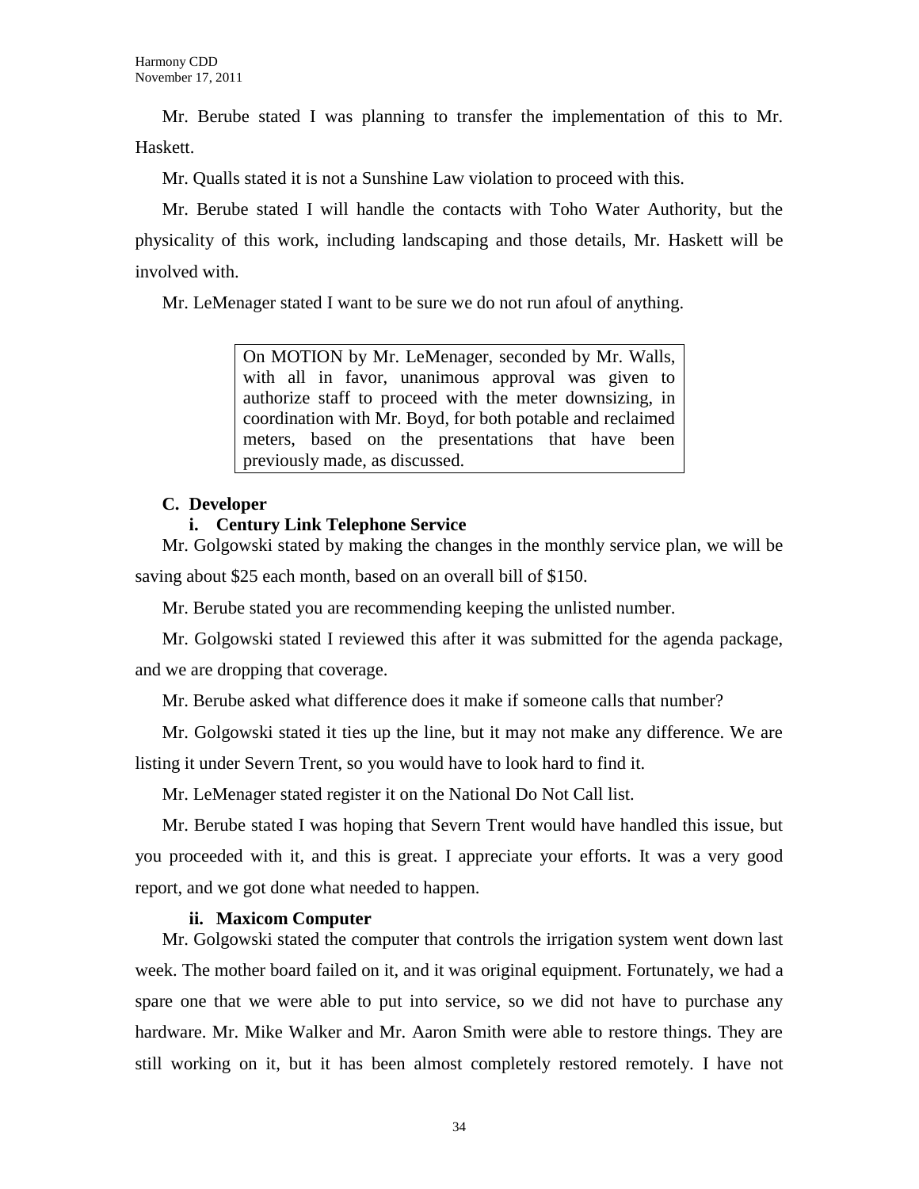Mr. Berube stated I was planning to transfer the implementation of this to Mr. Haskett.

Mr. Qualls stated it is not a Sunshine Law violation to proceed with this.

Mr. Berube stated I will handle the contacts with Toho Water Authority, but the physicality of this work, including landscaping and those details, Mr. Haskett will be involved with.

Mr. LeMenager stated I want to be sure we do not run afoul of anything.

> On MOTION by Mr. LeMenager, seconded by Mr. Walls, with all in favor, unanimous approval was given to authorize staff to proceed with the meter downsizing, in coordination with Mr. Boyd, for both potable and reclaimed meters, based on the presentations that have been previously made, as discussed.

**C. Developer**

**i. Century Link Telephone Service**

Mr. Golgowski stated by making the changes in the monthly service plan, we will be saving about $25 each month, based on an overall bill of $150.

Mr. Berube stated you are recommending keeping the unlisted number.

Mr. Golgowski stated I reviewed this after it was submitted for the agenda package, and we are dropping that coverage.

Mr. Berube asked what difference does it make if someone calls that number?

Mr. Golgowski stated it ties up the line, but it may not make any difference. We are listing it under Severn Trent, so you would have to look hard to find it.

Mr. LeMenager stated register it on the National Do Not Call list.

Mr. Berube stated I was hoping that Severn Trent would have handled this issue, but you proceeded with it, and this is great. I appreciate your efforts. It was a very good report, and we got done what needed to happen.

**ii. Maxicom Computer**

Mr. Golgowski stated the computer that controls the irrigation system went down last week. The mother board failed on it, and it was original equipment. Fortunately, we had a spare one that we were able to put into service, so we did not have to purchase any hardware. Mr. Mike Walker and Mr. Aaron Smith were able to restore things. They are still working on it, but it has been almost completely restored remotely. I have not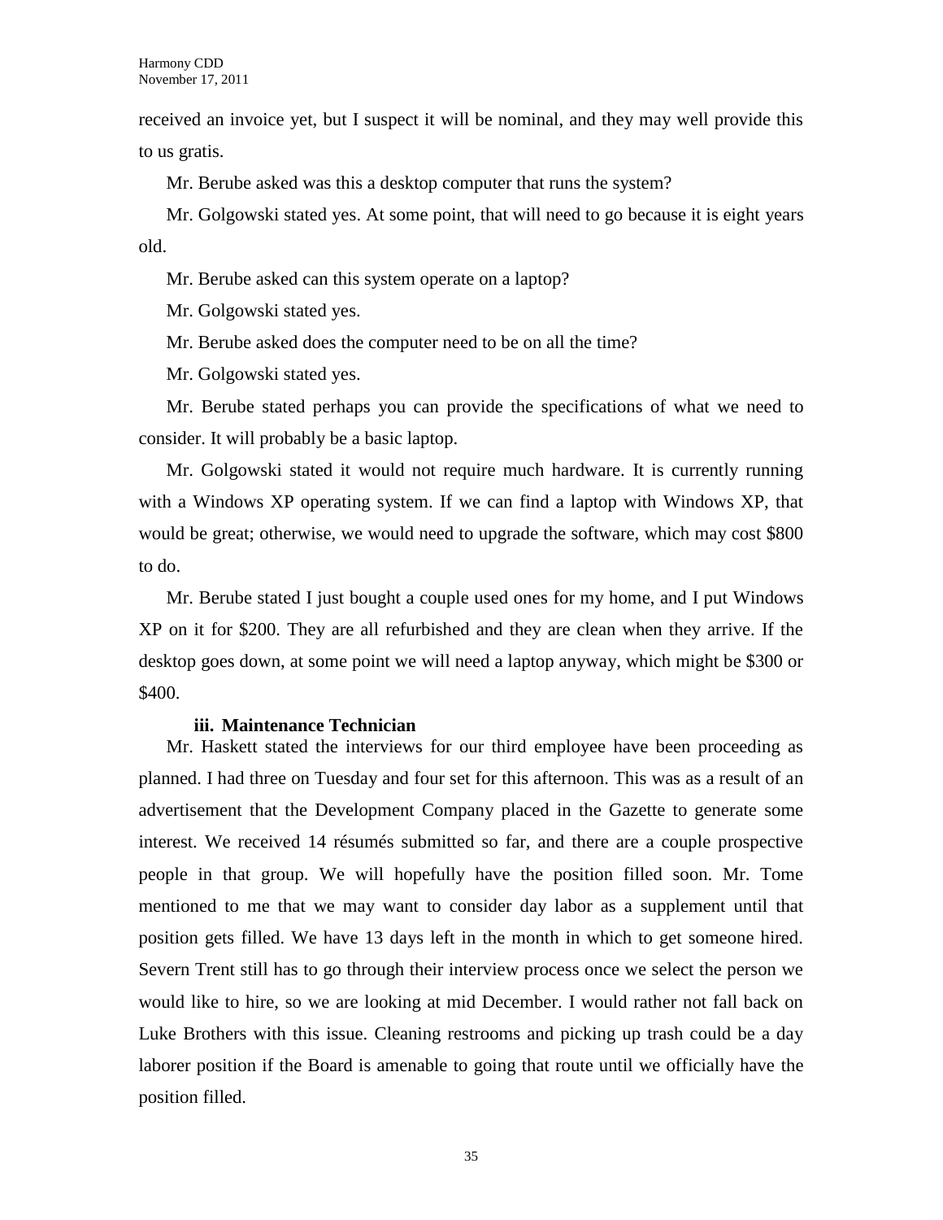received an invoice yet, but I suspect it will be nominal, and they may well provide this to us gratis.

Mr. Berube asked was this a desktop computer that runs the system?

Mr. Golgowski stated yes. At some point, that will need to go because it is eight years old.

Mr. Berube asked can this system operate on a laptop?

Mr. Golgowski stated yes.

Mr. Berube asked does the computer need to be on all the time?

Mr. Golgowski stated yes.

Mr. Berube stated perhaps you can provide the specifications of what we need to consider. It will probably be a basic laptop.

Mr. Golgowski stated it would not require much hardware. It is currently running with a Windows XP operating system. If we can find a laptop with Windows XP, that would be great; otherwise, we would need to upgrade the software, which may cost $800 to do.

Mr. Berube stated I just bought a couple used ones for my home, and I put Windows XP on it for $200. They are all refurbished and they are clean when they arrive. If the desktop goes down, at some point we will need a laptop anyway, which might be $300 or $400.

**iii. Maintenance Technician**

Mr. Haskett stated the interviews for our third employee have been proceeding as planned. I had three on Tuesday and four set for this afternoon. This was as a result of an advertisement that the Development Company placed in the Gazette to generate some interest. We received 14 résumés submitted so far, and there are a couple prospective people in that group. We will hopefully have the position filled soon. Mr. Tome mentioned to me that we may want to consider day labor as a supplement until that position gets filled. We have 13 days left in the month in which to get someone hired. Severn Trent still has to go through their interview process once we select the person we would like to hire, so we are looking at mid December. I would rather not fall back on Luke Brothers with this issue. Cleaning restrooms and picking up trash could be a day laborer position if the Board is amenable to going that route until we officially have the position filled.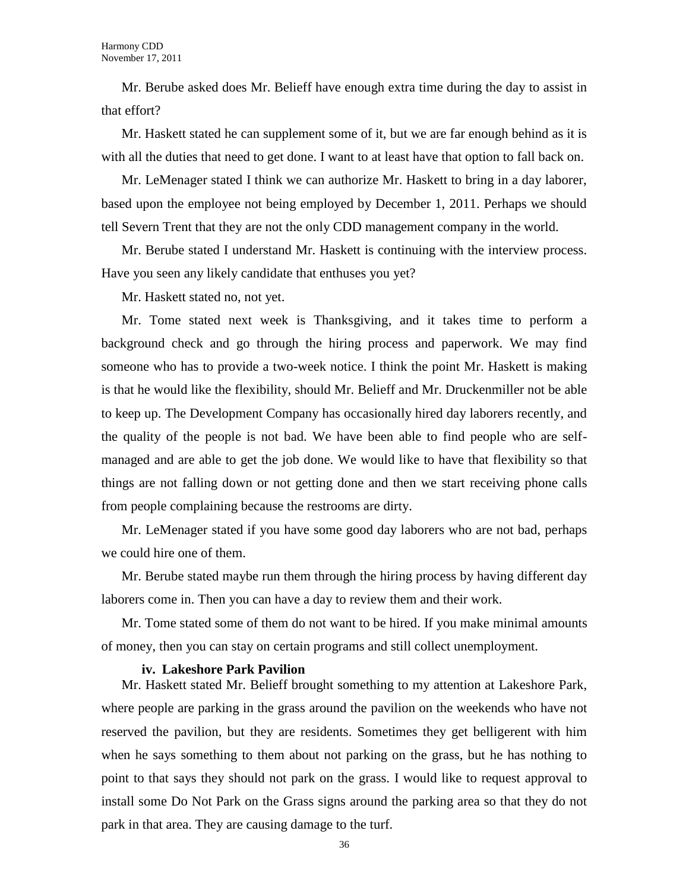Mr. Berube asked does Mr. Belieff have enough extra time during the day to assist in that effort?

Mr. Haskett stated he can supplement some of it, but we are far enough behind as it is with all the duties that need to get done. I want to at least have that option to fall back on.

Mr. LeMenager stated I think we can authorize Mr. Haskett to bring in a day laborer, based upon the employee not being employed by December 1, 2011. Perhaps we should tell Severn Trent that they are not the only CDD management company in the world.

Mr. Berube stated I understand Mr. Haskett is continuing with the interview process. Have you seen any likely candidate that enthuses you yet?

Mr. Haskett stated no, not yet.

Mr. Tome stated next week is Thanksgiving, and it takes time to perform a background check and go through the hiring process and paperwork. We may find someone who has to provide a two-week notice. I think the point Mr. Haskett is making is that he would like the flexibility, should Mr. Belieff and Mr. Druckenmiller not be able to keep up. The Development Company has occasionally hired day laborers recently, and the quality of the people is not bad. We have been able to find people who are self-managed and are able to get the job done. We would like to have that flexibility so that things are not falling down or not getting done and then we start receiving phone calls from people complaining because the restrooms are dirty.

Mr. LeMenager stated if you have some good day laborers who are not bad, perhaps we could hire one of them.

Mr. Berube stated maybe run them through the hiring process by having different day laborers come in. Then you can have a day to review them and their work.

Mr. Tome stated some of them do not want to be hired. If you make minimal amounts of money, then you can stay on certain programs and still collect unemployment.

**iv. Lakeshore Park Pavilion**

Mr. Haskett stated Mr. Belieff brought something to my attention at Lakeshore Park, where people are parking in the grass around the pavilion on the weekends who have not reserved the pavilion, but they are residents. Sometimes they get belligerent with him when he says something to them about not parking on the grass, but he has nothing to point to that says they should not park on the grass. I would like to request approval to install some Do Not Park on the Grass signs around the parking area so that they do not park in that area. They are causing damage to the turf.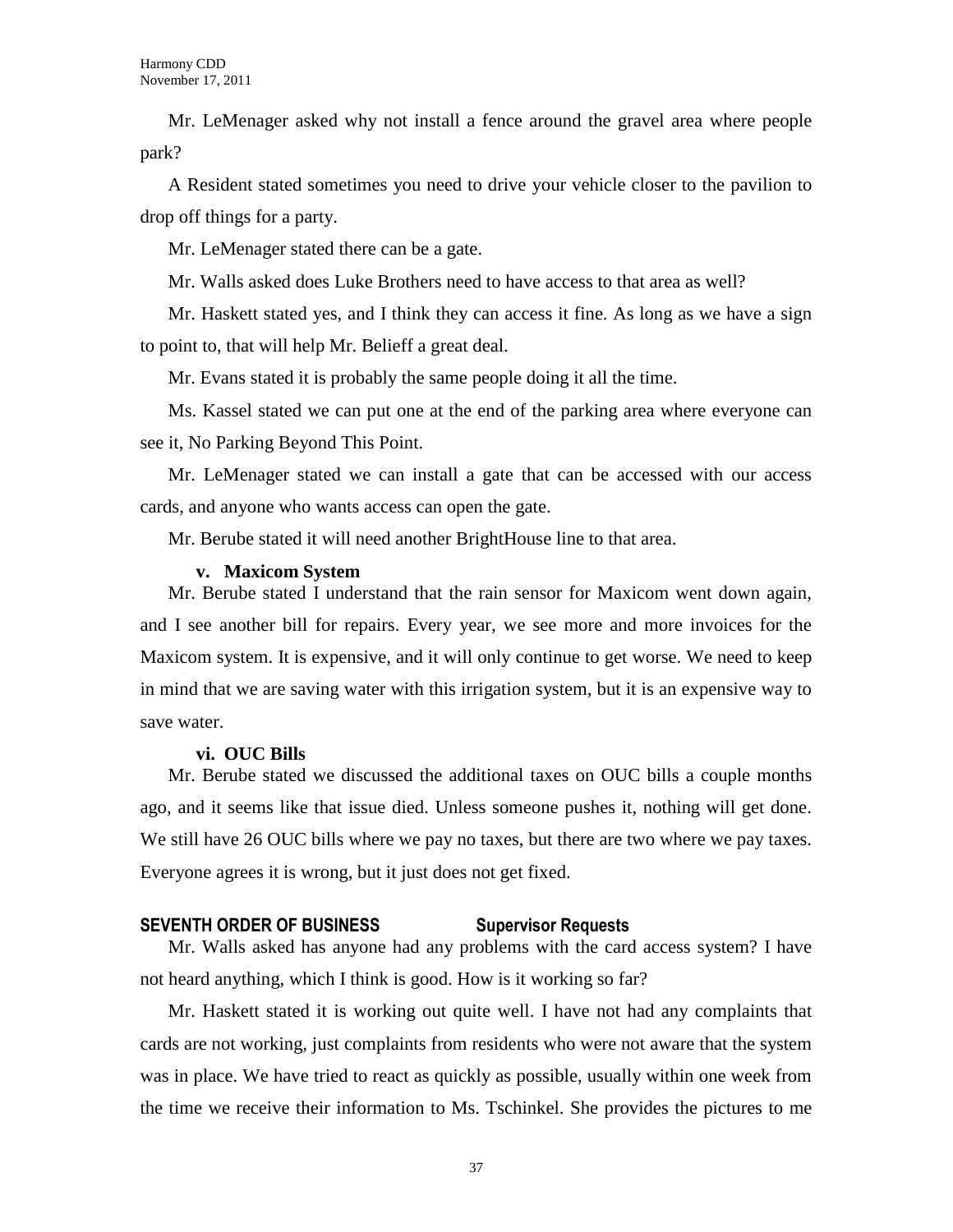Mr. LeMenager asked why not install a fence around the gravel area where people park?

A Resident stated sometimes you need to drive your vehicle closer to the pavilion to drop off things for a party.

Mr. LeMenager stated there can be a gate.

Mr. Walls asked does Luke Brothers need to have access to that area as well?

Mr. Haskett stated yes, and I think they can access it fine. As long as we have a sign to point to, that will help Mr. Belieff a great deal.

Mr. Evans stated it is probably the same people doing it all the time.

Ms. Kassel stated we can put one at the end of the parking area where everyone can see it, No Parking Beyond This Point.

Mr. LeMenager stated we can install a gate that can be accessed with our access cards, and anyone who wants access can open the gate.

Mr. Berube stated it will need another BrightHouse line to that area.

**v. Maxicom System**

Mr. Berube stated I understand that the rain sensor for Maxicom went down again, and I see another bill for repairs. Every year, we see more and more invoices for the Maxicom system. It is expensive, and it will only continue to get worse. We need to keep in mind that we are saving water with this irrigation system, but it is an expensive way to save water.

**vi. OUC Bills**

Mr. Berube stated we discussed the additional taxes on OUC bills a couple months ago, and it seems like that issue died. Unless someone pushes it, nothing will get done. We still have 26 OUC bills where we pay no taxes, but there are two where we pay taxes. Everyone agrees it is wrong, but it just does not get fixed.

## SEVENTH ORDER OF BUSINESS Supervisor Requests

Mr. Walls asked has anyone had any problems with the card access system? I have not heard anything, which I think is good. How is it working so far?

Mr. Haskett stated it is working out quite well. I have not had any complaints that cards are not working, just complaints from residents who were not aware that the system was in place. We have tried to react as quickly as possible, usually within one week from the time we receive their information to Ms. Tschinkel. She provides the pictures to me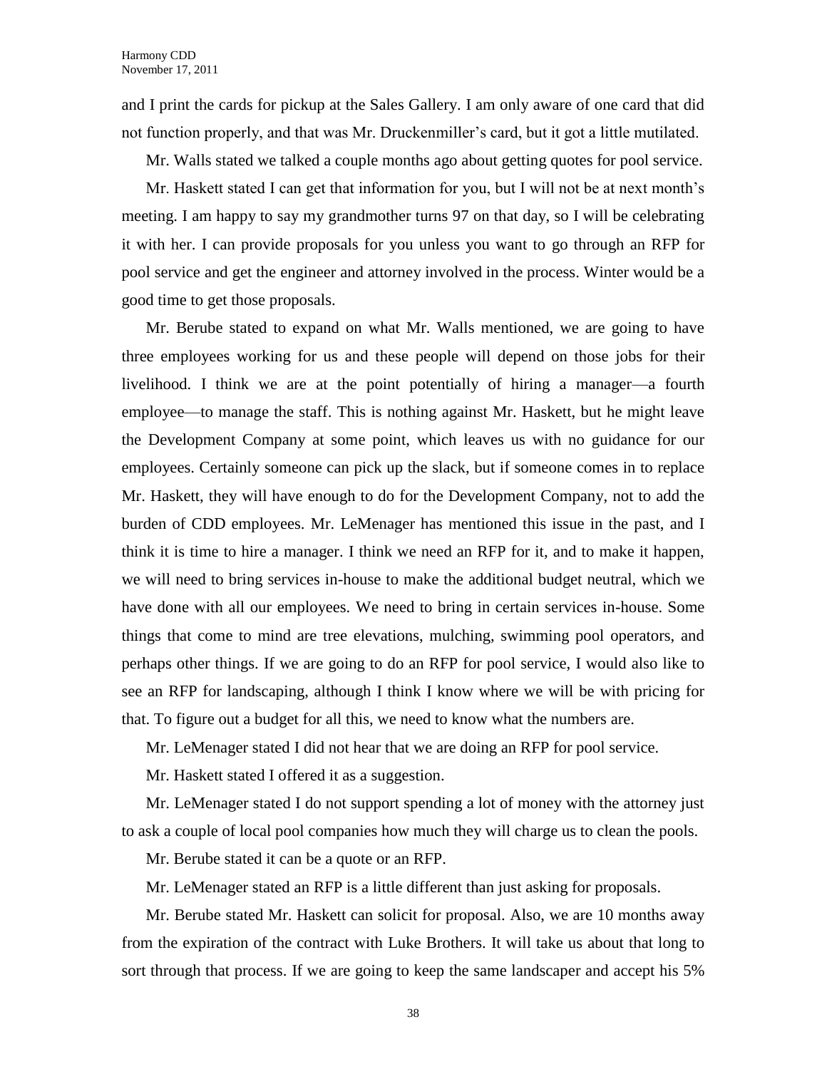and I print the cards for pickup at the Sales Gallery. I am only aware of one card that did not function properly, and that was Mr. Druckenmiller's card, but it got a little mutilated.

Mr. Walls stated we talked a couple months ago about getting quotes for pool service.

Mr. Haskett stated I can get that information for you, but I will not be at next month's meeting. I am happy to say my grandmother turns 97 on that day, so I will be celebrating it with her. I can provide proposals for you unless you want to go through an RFP for pool service and get the engineer and attorney involved in the process. Winter would be a good time to get those proposals.

Mr. Berube stated to expand on what Mr. Walls mentioned, we are going to have three employees working for us and these people will depend on those jobs for their livelihood. I think we are at the point potentially of hiring a manager—a fourth employee—to manage the staff. This is nothing against Mr. Haskett, but he might leave the Development Company at some point, which leaves us with no guidance for our employees. Certainly someone can pick up the slack, but if someone comes in to replace Mr. Haskett, they will have enough to do for the Development Company, not to add the burden of CDD employees. Mr. LeMenager has mentioned this issue in the past, and I think it is time to hire a manager. I think we need an RFP for it, and to make it happen, we will need to bring services in-house to make the additional budget neutral, which we have done with all our employees. We need to bring in certain services in-house. Some things that come to mind are tree elevations, mulching, swimming pool operators, and perhaps other things. If we are going to do an RFP for pool service, I would also like to see an RFP for landscaping, although I think I know where we will be with pricing for that. To figure out a budget for all this, we need to know what the numbers are.

Mr. LeMenager stated I did not hear that we are doing an RFP for pool service.

Mr. Haskett stated I offered it as a suggestion.

Mr. LeMenager stated I do not support spending a lot of money with the attorney just to ask a couple of local pool companies how much they will charge us to clean the pools.

Mr. Berube stated it can be a quote or an RFP.

Mr. LeMenager stated an RFP is a little different than just asking for proposals.

Mr. Berube stated Mr. Haskett can solicit for proposal. Also, we are 10 months away from the expiration of the contract with Luke Brothers. It will take us about that long to sort through that process. If we are going to keep the same landscaper and accept his 5%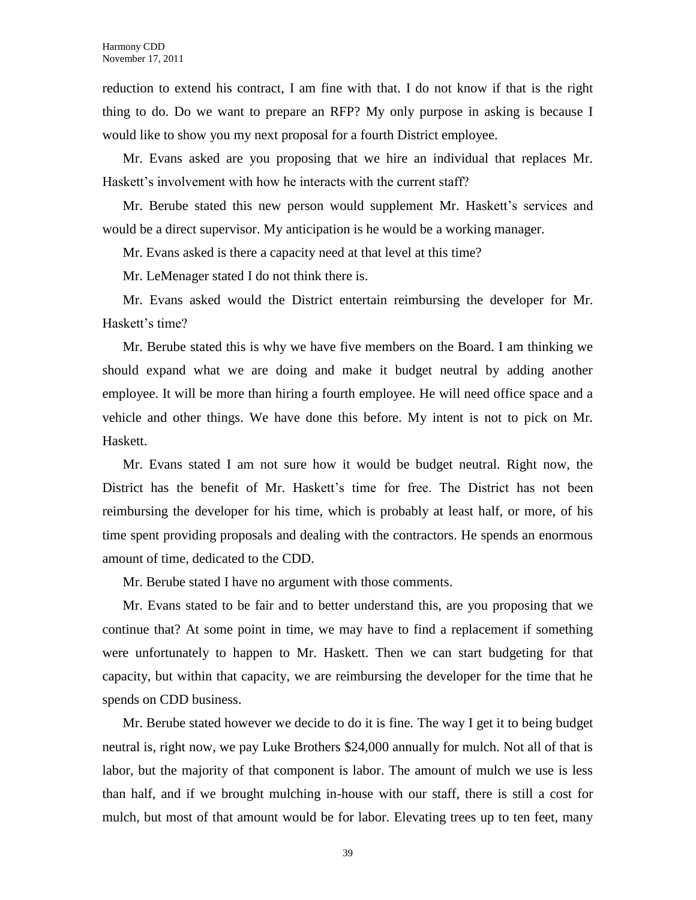reduction to extend his contract, I am fine with that. I do not know if that is the right thing to do. Do we want to prepare an RFP? My only purpose in asking is because I would like to show you my next proposal for a fourth District employee.

Mr. Evans asked are you proposing that we hire an individual that replaces Mr. Haskett's involvement with how he interacts with the current staff?

Mr. Berube stated this new person would supplement Mr. Haskett's services and would be a direct supervisor. My anticipation is he would be a working manager.

Mr. Evans asked is there a capacity need at that level at this time?

Mr. LeMenager stated I do not think there is.

Mr. Evans asked would the District entertain reimbursing the developer for Mr. Haskett's time?

Mr. Berube stated this is why we have five members on the Board. I am thinking we should expand what we are doing and make it budget neutral by adding another employee. It will be more than hiring a fourth employee. He will need office space and a vehicle and other things. We have done this before. My intent is not to pick on Mr. Haskett.

Mr. Evans stated I am not sure how it would be budget neutral. Right now, the District has the benefit of Mr. Haskett's time for free. The District has not been reimbursing the developer for his time, which is probably at least half, or more, of his time spent providing proposals and dealing with the contractors. He spends an enormous amount of time, dedicated to the CDD.

Mr. Berube stated I have no argument with those comments.

Mr. Evans stated to be fair and to better understand this, are you proposing that we continue that? At some point in time, we may have to find a replacement if something were unfortunately to happen to Mr. Haskett. Then we can start budgeting for that capacity, but within that capacity, we are reimbursing the developer for the time that he spends on CDD business.

Mr. Berube stated however we decide to do it is fine. The way I get it to being budget neutral is, right now, we pay Luke Brothers $24,000 annually for mulch. Not all of that is labor, but the majority of that component is labor. The amount of mulch we use is less than half, and if we brought mulching in-house with our staff, there is still a cost for mulch, but most of that amount would be for labor. Elevating trees up to ten feet, many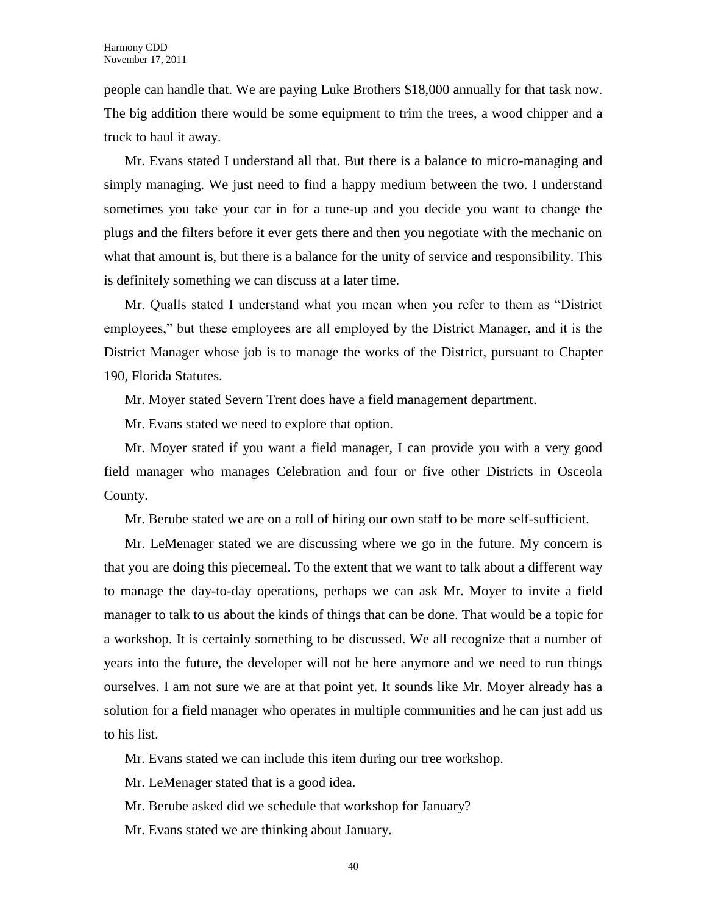people can handle that. We are paying Luke Brothers $18,000 annually for that task now. The big addition there would be some equipment to trim the trees, a wood chipper and a truck to haul it away.

Mr. Evans stated I understand all that. But there is a balance to micro-managing and simply managing. We just need to find a happy medium between the two. I understand sometimes you take your car in for a tune-up and you decide you want to change the plugs and the filters before it ever gets there and then you negotiate with the mechanic on what that amount is, but there is a balance for the unity of service and responsibility. This is definitely something we can discuss at a later time.

Mr. Qualls stated I understand what you mean when you refer to them as "District employees," but these employees are all employed by the District Manager, and it is the District Manager whose job is to manage the works of the District, pursuant to Chapter 190, Florida Statutes.

Mr. Moyer stated Severn Trent does have a field management department.

Mr. Evans stated we need to explore that option.

Mr. Moyer stated if you want a field manager, I can provide you with a very good field manager who manages Celebration and four or five other Districts in Osceola County.

Mr. Berube stated we are on a roll of hiring our own staff to be more self-sufficient.

Mr. LeMenager stated we are discussing where we go in the future. My concern is that you are doing this piecemeal. To the extent that we want to talk about a different way to manage the day-to-day operations, perhaps we can ask Mr. Moyer to invite a field manager to talk to us about the kinds of things that can be done. That would be a topic for a workshop. It is certainly something to be discussed. We all recognize that a number of years into the future, the developer will not be here anymore and we need to run things ourselves. I am not sure we are at that point yet. It sounds like Mr. Moyer already has a solution for a field manager who operates in multiple communities and he can just add us to his list.

Mr. Evans stated we can include this item during our tree workshop.

Mr. LeMenager stated that is a good idea.

Mr. Berube asked did we schedule that workshop for January?

Mr. Evans stated we are thinking about January.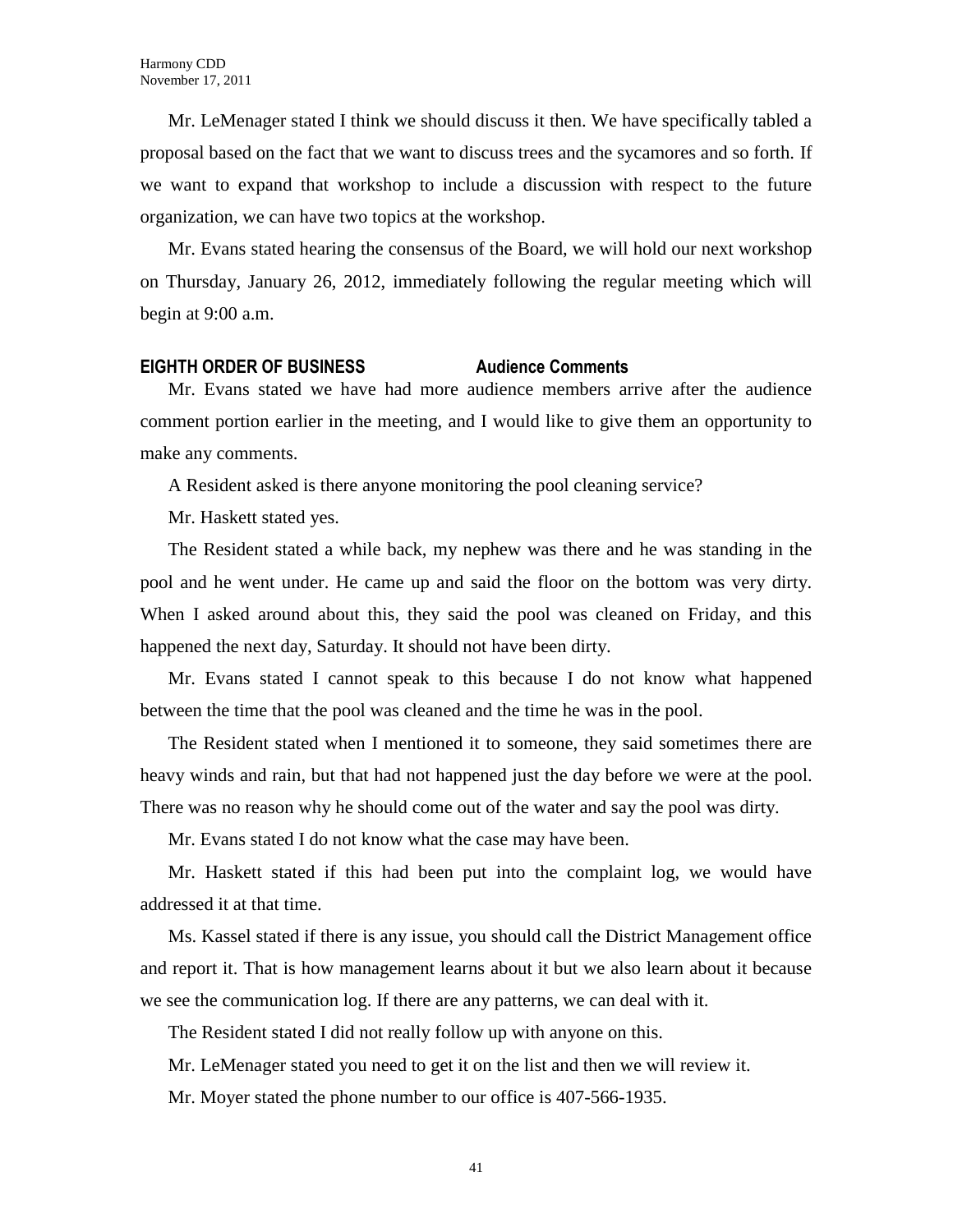Mr. LeMenager stated I think we should discuss it then. We have specifically tabled a proposal based on the fact that we want to discuss trees and the sycamores and so forth. If we want to expand that workshop to include a discussion with respect to the future organization, we can have two topics at the workshop.

Mr. Evans stated hearing the consensus of the Board, we will hold our next workshop on Thursday, January 26, 2012, immediately following the regular meeting which will begin at 9:00 a.m.

**EIGHTH ORDER OF BUSINESS** **Audience Comments**

Mr. Evans stated we have had more audience members arrive after the audience comment portion earlier in the meeting, and I would like to give them an opportunity to make any comments.

A Resident asked is there anyone monitoring the pool cleaning service?

Mr. Haskett stated yes.

The Resident stated a while back, my nephew was there and he was standing in the pool and he went under. He came up and said the floor on the bottom was very dirty. When I asked around about this, they said the pool was cleaned on Friday, and this happened the next day, Saturday. It should not have been dirty.

Mr. Evans stated I cannot speak to this because I do not know what happened between the time that the pool was cleaned and the time he was in the pool.

The Resident stated when I mentioned it to someone, they said sometimes there are heavy winds and rain, but that had not happened just the day before we were at the pool. There was no reason why he should come out of the water and say the pool was dirty.

Mr. Evans stated I do not know what the case may have been.

Mr. Haskett stated if this had been put into the complaint log, we would have addressed it at that time.

Ms. Kassel stated if there is any issue, you should call the District Management office and report it. That is how management learns about it but we also learn about it because we see the communication log. If there are any patterns, we can deal with it.

The Resident stated I did not really follow up with anyone on this.

Mr. LeMenager stated you need to get it on the list and then we will review it.

Mr. Moyer stated the phone number to our office is 407-566-1935.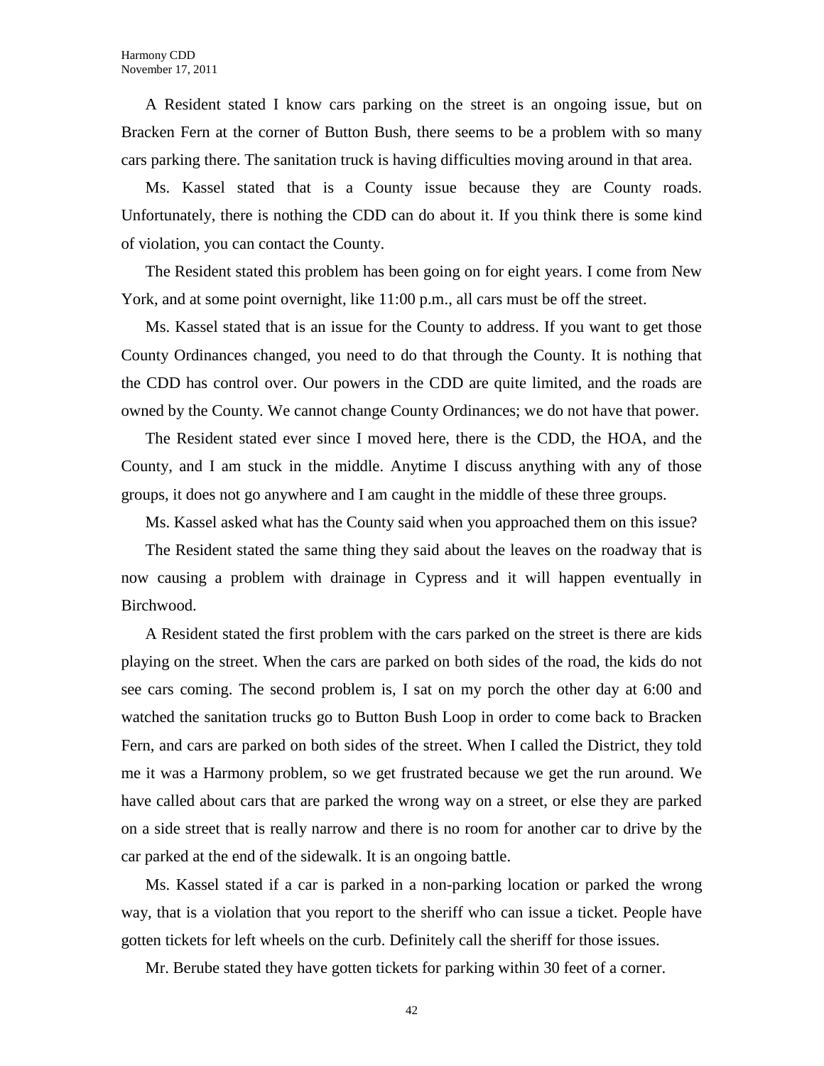A Resident stated I know cars parking on the street is an ongoing issue, but on Bracken Fern at the corner of Button Bush, there seems to be a problem with so many cars parking there. The sanitation truck is having difficulties moving around in that area.

Ms. Kassel stated that is a County issue because they are County roads. Unfortunately, there is nothing the CDD can do about it. If you think there is some kind of violation, you can contact the County.

The Resident stated this problem has been going on for eight years. I come from New York, and at some point overnight, like 11:00 p.m., all cars must be off the street.

Ms. Kassel stated that is an issue for the County to address. If you want to get those County Ordinances changed, you need to do that through the County. It is nothing that the CDD has control over. Our powers in the CDD are quite limited, and the roads are owned by the County. We cannot change County Ordinances; we do not have that power.

The Resident stated ever since I moved here, there is the CDD, the HOA, and the County, and I am stuck in the middle. Anytime I discuss anything with any of those groups, it does not go anywhere and I am caught in the middle of these three groups.

Ms. Kassel asked what has the County said when you approached them on this issue?

The Resident stated the same thing they said about the leaves on the roadway that is now causing a problem with drainage in Cypress and it will happen eventually in Birchwood.

A Resident stated the first problem with the cars parked on the street is there are kids playing on the street. When the cars are parked on both sides of the road, the kids do not see cars coming. The second problem is, I sat on my porch the other day at 6:00 and watched the sanitation trucks go to Button Bush Loop in order to come back to Bracken Fern, and cars are parked on both sides of the street. When I called the District, they told me it was a Harmony problem, so we get frustrated because we get the run around. We have called about cars that are parked the wrong way on a street, or else they are parked on a side street that is really narrow and there is no room for another car to drive by the car parked at the end of the sidewalk. It is an ongoing battle.

Ms. Kassel stated if a car is parked in a non-parking location or parked the wrong way, that is a violation that you report to the sheriff who can issue a ticket. People have gotten tickets for left wheels on the curb. Definitely call the sheriff for those issues.

Mr. Berube stated they have gotten tickets for parking within 30 feet of a corner.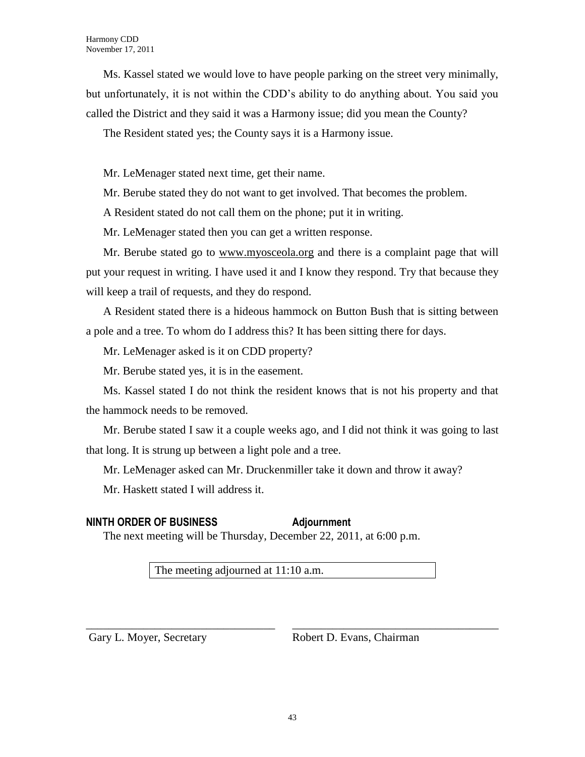Ms. Kassel stated we would love to have people parking on the street very minimally, but unfortunately, it is not within the CDD's ability to do anything about. You said you called the District and they said it was a Harmony issue; did you mean the County?

The Resident stated yes; the County says it is a Harmony issue.

Mr. LeMenager stated next time, get their name.

Mr. Berube stated they do not want to get involved. That becomes the problem.

A Resident stated do not call them on the phone; put it in writing.

Mr. LeMenager stated then you can get a written response.

Mr. Berube stated go to www.myosceola.org and there is a complaint page that will put your request in writing. I have used it and I know they respond. Try that because they will keep a trail of requests, and they do respond.

A Resident stated there is a hideous hammock on Button Bush that is sitting between a pole and a tree. To whom do I address this? It has been sitting there for days.

Mr. LeMenager asked is it on CDD property?

Mr. Berube stated yes, it is in the easement.

Ms. Kassel stated I do not think the resident knows that is not his property and that the hammock needs to be removed.

Mr. Berube stated I saw it a couple weeks ago, and I did not think it was going to last that long. It is strung up between a light pole and a tree.

Mr. LeMenager asked can Mr. Druckenmiller take it down and throw it away?

Mr. Haskett stated I will address it.

**NINTH ORDER OF BUSINESS** **Adjournment**

The next meeting will be Thursday, December 22, 2011, at 6:00 p.m.

The meeting adjourned at 11:10 a.m.

\_\_\_\_\_\_\_\_\_\_\_\_\_\_\_\_\_\_\_\_\_\_\_\_\_\_\_\_\_\_\_\_ \_\_\_\_\_\_\_\_\_\_\_\_\_\_\_\_\_\_\_\_\_\_\_\_\_\_\_\_\_\_\_\_

Gary L. Moyer, Secretary Robert D. Evans, Chairman